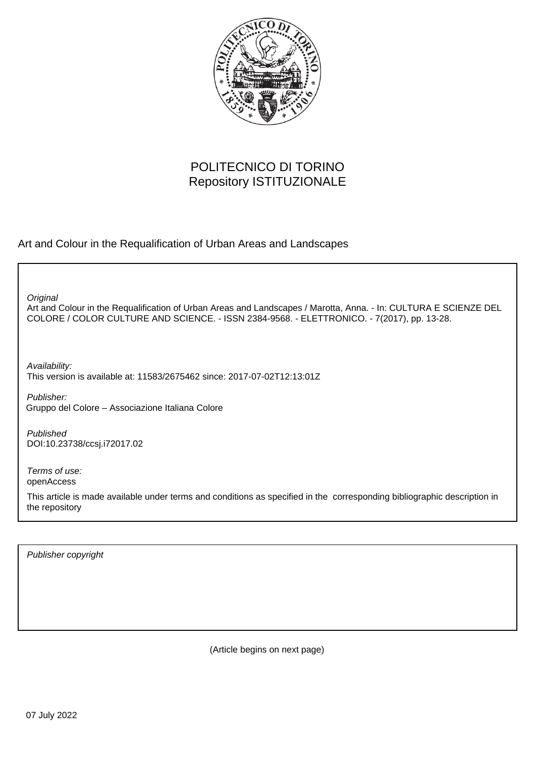POLITECNICO DI TORINO
Repository ISTITUZIONALE

Art and Colour in the Requalification of Urban Areas and Landscapes

*Original*
Art and Colour in the Requalification of Urban Areas and Landscapes / Marotta, Anna. - In: CULTURA E SCIENZE DEL COLORE / COLOR CULTURE AND SCIENCE. - ISSN 2384-9568. - ELETTRONICO. - 7(2017), pp. 13-28.

*Availability:*
This version is available at: 11583/2675462 since: 2017-07-02T12:13:01Z

*Publisher:*
Gruppo del Colore – Associazione Italiana Colore

*Published*
DOI:10.23738/ccsj.i72017.02

*Terms of use:*
openAccess

This article is made available under terms and conditions as specified in the corresponding bibliographic description in the repository

*Publisher copyright*

(Article begins on next page)

07 July 2022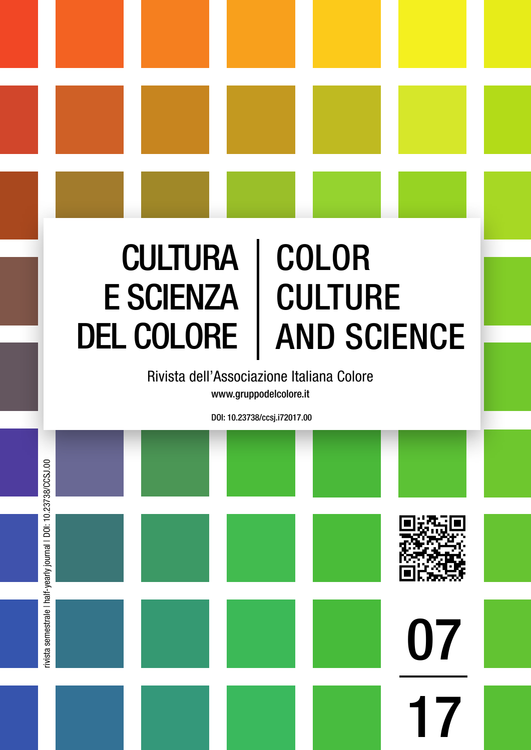# CULTURA E SCIENZA DEL COLORE | COLOR CULTURE AND SCIENCE

Rivista dell'Associazione Italiana Colore

www.gruppodelcolore.it

DOI: 10.23738/ccsj.i72017.00

rivista semestrale | half-yearly journal | DOI: 10.23738/CCSJ.00

07

17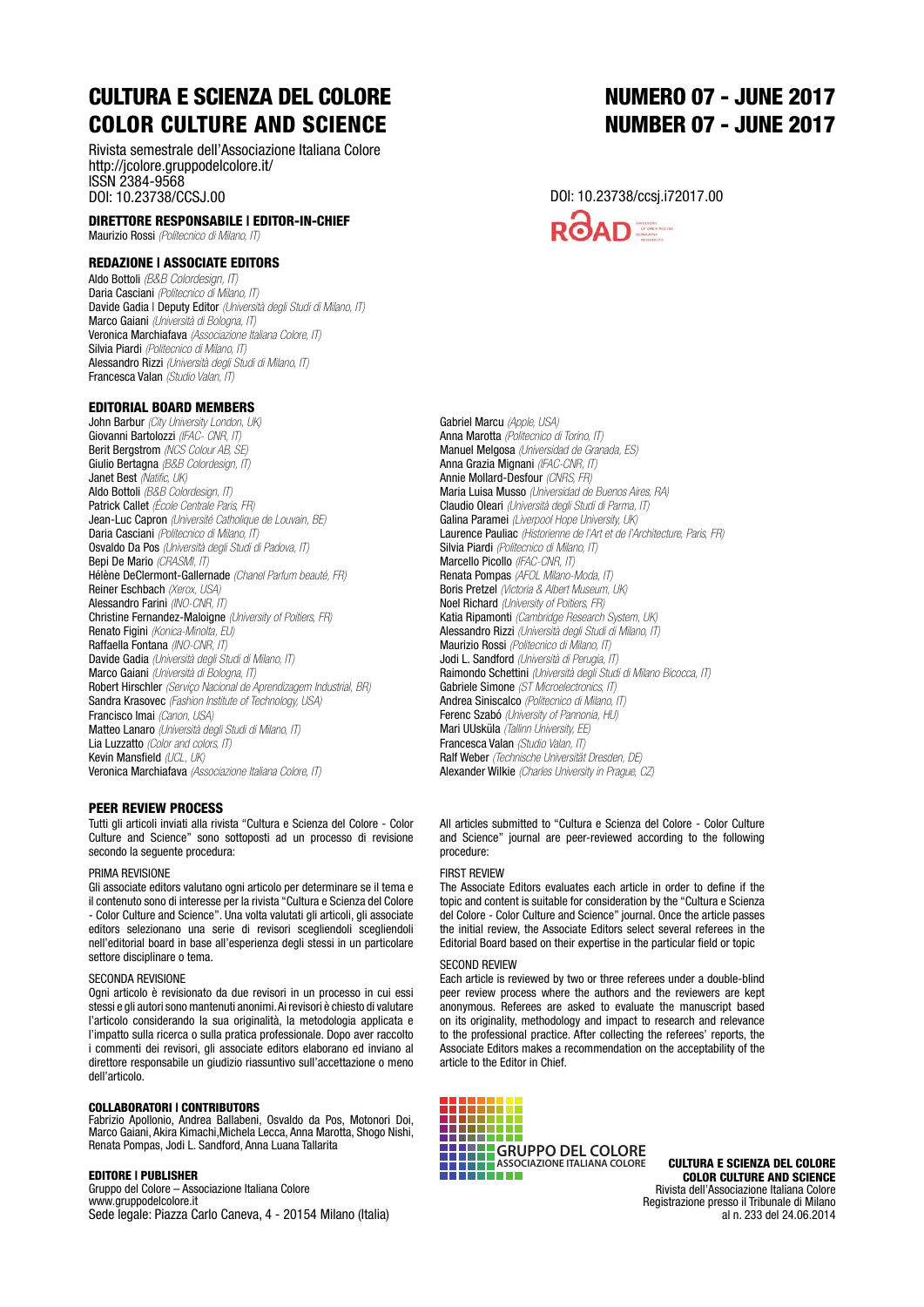# CULTURA E SCIENZA DEL COLORE
# COLOR CULTURE AND SCIENCE

Rivista semestrale dell'Associazione Italiana Colore
http://jcolore.gruppodelcolore.it/
ISSN 2384-9568
DOI: 10.23738/CCSJ.00

# NUMERO 07 - JUNE 2017
# NUMBER 07 - JUNE 2017

DOI: 10.23738/ccsj.i72017.00

### DIRETTORE RESPONSABILE | EDITOR-IN-CHIEF

Maurizio Rossi *(Politecnico di Milano, IT)*

### REDAZIONE | ASSOCIATE EDITORS

Aldo Bottoli *(B&B Colordesign, IT)*
Daria Casciani *(Politecnico di Milano, IT)*
Davide Gadia | Deputy Editor *(Università degli Studi di Milano, IT)*
Marco Gaiani *(Università di Bologna, IT)*
Veronica Marchiafava *(Associazione Italiana Colore, IT)*
Silvia Piardi *(Politecnico di Milano, IT)*
Alessandro Rizzi *(Università degli Studi di Milano, IT)*
Francesca Valan *(Studio Valan, IT)*

### EDITORIAL BOARD MEMBERS

John Barbur *(City University London, UK)*
Giovanni Bartolozzi *(IFAC- CNR, IT)*
Berit Bergstrom *(NCS Colour AB, SE)*
Giulio Bertagna *(B&B Colordesign, IT)*
Janet Best *(Natific, UK)*
Aldo Bottoli *(B&B Colordesign, IT)*
Patrick Callet *(École Centrale Paris, FR)*
Jean-Luc Capron *(Université Catholique de Louvain, BE)*
Daria Casciani *(Politecnico di Milano, IT)*
Osvaldo Da Pos *(Università degli Studi di Padova, IT)*
Bepi De Mario *(CRASMI, IT)*
Hélène DeClermont-Gallernade *(Chanel Parfum beauté, FR)*
Reiner Eschbach *(Xerox, USA)*
Alessandro Farini *(INO-CNR, IT)*
Christine Fernandez-Maloigne *(University of Poitiers, FR)*
Renato Figini *(Konica-Minolta, EU)*
Raffaella Fontana *(INO-CNR, IT)*
Davide Gadia *(Università degli Studi di Milano, IT)*
Marco Gaiani *(Università di Bologna, IT)*
Robert Hirschler *(Serviço Nacional de Aprendizagem Industrial, BR)*
Sandra Krasovec *(Fashion Institute of Technology, USA)*
Francisco Imai *(Canon, USA)*
Matteo Lanaro *(Università degli Studi di Milano, IT)*
Lia Luzzatto *(Color and colors, IT)*
Kevin Mansfield *(UCL, UK)*
Veronica Marchiafava *(Associazione Italiana Colore, IT)*
Gabriel Marcu *(Apple, USA)*
Anna Marotta *(Politecnico di Torino, IT)*
Manuel Melgosa *(Universidad de Granada, ES)*
Anna Grazia Mignani *(IFAC-CNR, IT)*
Annie Mollard-Desfour *(CNRS, FR)*
Maria Luisa Musso *(Universidad de Buenos Aires, RA)*
Claudio Oleari *(Università degli Studi di Parma, IT)*
Galina Paramei *(Liverpool Hope University, UK)*
Laurence Pauliac *(Historienne de l'Art et de l'Architecture, Paris, FR)*
Silvia Piardi *(Politecnico di Milano, IT)*
Marcello Picollo *(IFAC-CNR, IT)*
Renata Pompas *(AFOL Milano-Moda, IT)*
Boris Pretzel *(Victoria & Albert Museum, UK)*
Noel Richard *(University of Poitiers, FR)*
Katia Ripamonti *(Cambridge Research System, UK)*
Alessandro Rizzi *(Università degli Studi di Milano, IT)*
Maurizio Rossi *(Politecnico di Milano, IT)*
Jodi L. Sandford *(Università di Perugia, IT)*
Raimondo Schettini *(Università degli Studi di Milano Bicocca, IT)*
Gabriele Simone *(ST Microelectronics, IT)*
Andrea Siniscalco *(Politecnico di Milano, IT)*
Ferenc Szabó *(University of Pannonia, HU)*
Mari UUsküla *(Tallinn University, EE)*
Francesca Valan *(Studio Valan, IT)*
Ralf Weber *(Technische Universität Dresden, DE)*
Alexander Wilkie *(Charles University in Prague, CZ)*

### PEER REVIEW PROCESS

Tutti gli articoli inviati alla rivista "Cultura e Scienza del Colore - Color Culture and Science" sono sottoposti ad un processo di revisione secondo la seguente procedura:

PRIMA REVISIONE

Gli associate editors valutano ogni articolo per determinare se il tema e il contenuto sono di interesse per la rivista "Cultura e Scienza del Colore - Color Culture and Science". Una volta valutati gli articoli, gli associate editors selezionano una serie di revisori scegliendoli scegliendoli nell'editorial board in base all'esperienza degli stessi in un particolare settore disciplinare o tema.

SECONDA REVISIONE

Ogni articolo è revisionato da due revisori in un processo in cui essi stessi e gli autori sono mantenuti anonimi. Ai revisori è chiesto di valutare l'articolo considerando la sua originalità, la metodologia applicata e l'impatto sulla ricerca o sulla pratica professionale. Dopo aver raccolto i commenti dei revisori, gli associate editors elaborano ed inviano al direttore responsabile un giudizio riassuntivo sull'accettazione o meno dell'articolo.

All articles submitted to "Cultura e Scienza del Colore - Color Culture and Science" journal are peer-reviewed according to the following procedure:

FIRST REVIEW

The Associate Editors evaluates each article in order to define if the topic and content is suitable for consideration by the "Cultura e Scienza del Colore - Color Culture and Science" journal. Once the article passes the initial review, the Associate Editors select several referees in the Editorial Board based on their expertise in the particular field or topic

SECOND REVIEW

Each article is reviewed by two or three referees under a double-blind peer review process where the authors and the reviewers are kept anonymous. Referees are asked to evaluate the manuscript based on its originality, methodology and impact to research and relevance to the professional practice. After collecting the referees' reports, the Associate Editors makes a recommendation on the acceptability of the article to the Editor in Chief.

### COLLABORATORI | CONTRIBUTORS

Fabrizio Apollonio, Andrea Ballabeni, Osvaldo da Pos, Motonori Doi, Marco Gaiani, Akira Kimachi, Michela Lecca, Anna Marotta, Shogo Nishi, Renata Pompas, Jodi L. Sandford, Anna Luana Tallarita

### EDITORE | PUBLISHER

Gruppo del Colore – Associazione Italiana Colore
www.gruppodelcolore.it
Sede legale: Piazza Carlo Caneva, 4 - 20154 Milano (Italia)

GRUPPO DEL COLORE
ASSOCIAZIONE ITALIANA COLORE

**CULTURA E SCIENZA DEL COLORE**
**COLOR CULTURE AND SCIENCE**
Rivista dell'Associazione Italiana Colore
Registrazione presso il Tribunale di Milano
al n. 233 del 24.06.2014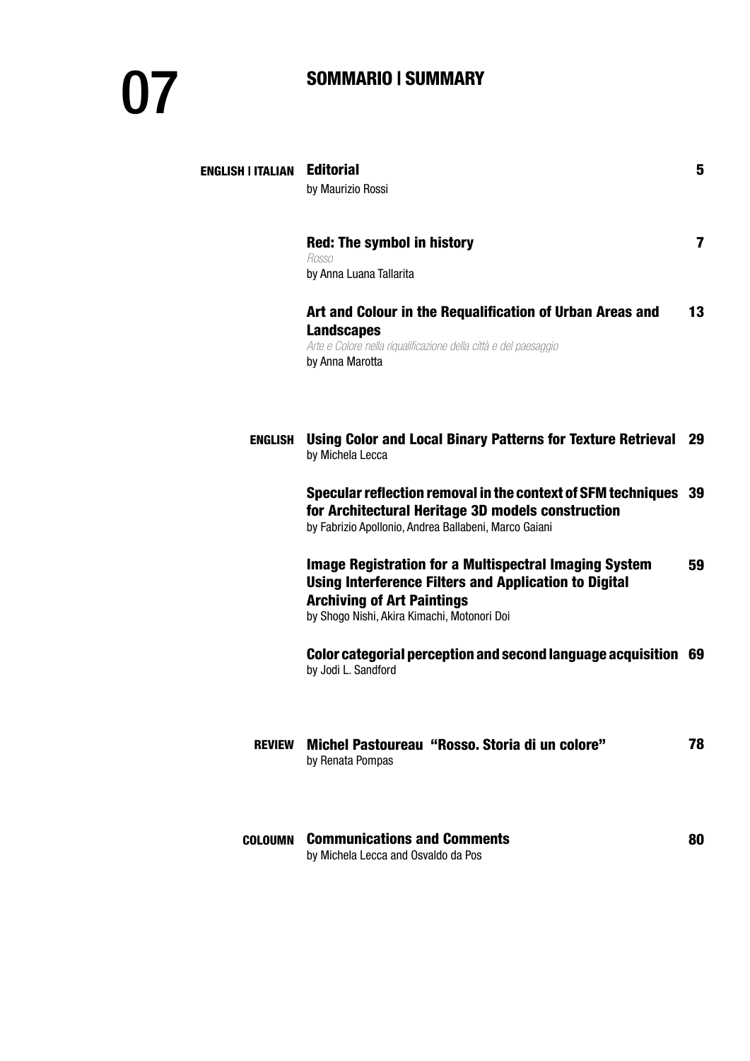# 07

## SOMMARIO | SUMMARY

**ENGLISH | ITALIAN**

**Editorial** — 5
by Maurizio Rossi

**Red: The symbol in history** — 7
*Rosso*
by Anna Luana Tallarita

**Art and Colour in the Requalification of Urban Areas and Landscapes** — 13
*Arte e Colore nella riqualificazione della città e del paesaggio*
by Anna Marotta

**ENGLISH**

**Using Color and Local Binary Patterns for Texture Retrieval** — 29
by Michela Lecca

**Specular reflection removal in the context of SFM techniques for Architectural Heritage 3D models construction** — 39
by Fabrizio Apollonio, Andrea Ballabeni, Marco Gaiani

**Image Registration for a Multispectral Imaging System Using Interference Filters and Application to Digital Archiving of Art Paintings** — 59
by Shogo Nishi, Akira Kimachi, Motonori Doi

**Color categorial perception and second language acquisition** — 69
by Jodi L. Sandford

**REVIEW**

**Michel Pastoureau "Rosso. Storia di un colore"** — 78
by Renata Pompas

**COLOUMN**

**Communications and Comments** — 80
by Michela Lecca and Osvaldo da Pos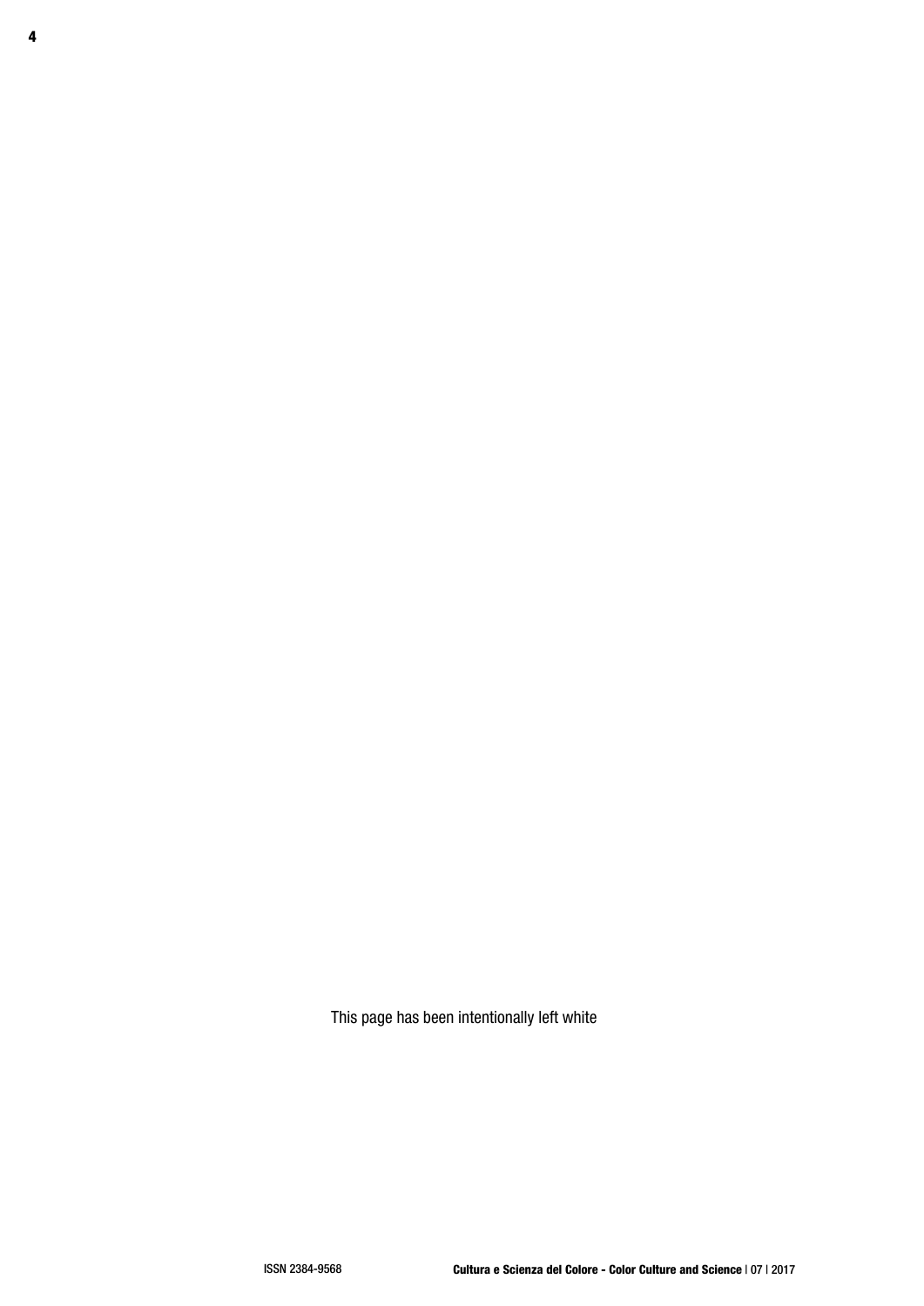This page has been intentionally left white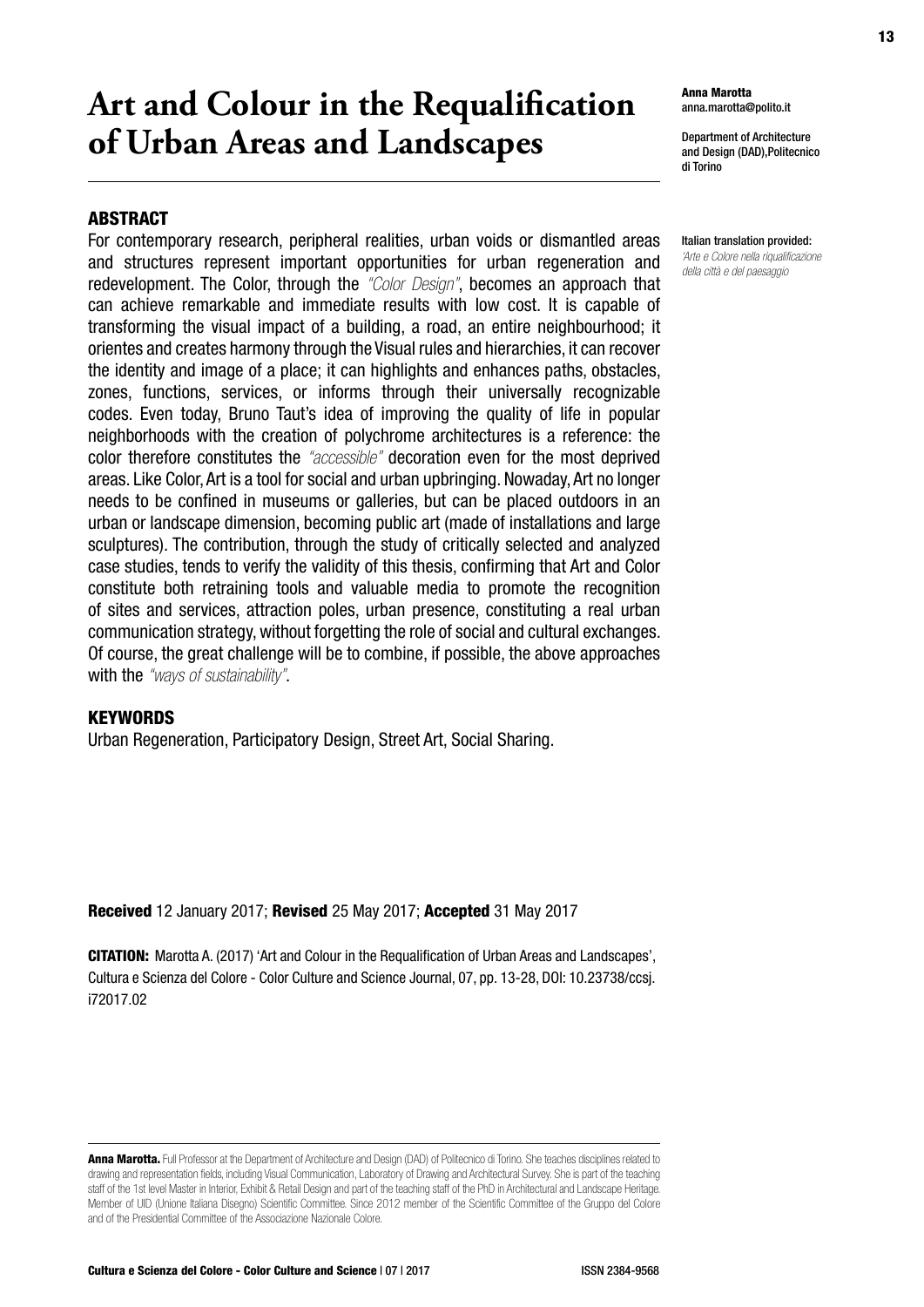# Art and Colour in the Requalification of Urban Areas and Landscapes

**Anna Marotta**
anna.marotta@polito.it

Department of Architecture and Design (DAD),Politecnico di Torino

**Italian translation provided:**
*'Arte e Colore nella riqualificazione della città e del paesaggio*

## ABSTRACT

For contemporary research, peripheral realities, urban voids or dismantled areas and structures represent important opportunities for urban regeneration and redevelopment. The Color, through the *"Color Design"*, becomes an approach that can achieve remarkable and immediate results with low cost. It is capable of transforming the visual impact of a building, a road, an entire neighbourhood; it orientes and creates harmony through the Visual rules and hierarchies, it can recover the identity and image of a place; it can highlights and enhances paths, obstacles, zones, functions, services, or informs through their universally recognizable codes. Even today, Bruno Taut's idea of improving the quality of life in popular neighborhoods with the creation of polychrome architectures is a reference: the color therefore constitutes the *"accessible"* decoration even for the most deprived areas. Like Color, Art is a tool for social and urban upbringing. Nowaday, Art no longer needs to be confined in museums or galleries, but can be placed outdoors in an urban or landscape dimension, becoming public art (made of installations and large sculptures). The contribution, through the study of critically selected and analyzed case studies, tends to verify the validity of this thesis, confirming that Art and Color constitute both retraining tools and valuable media to promote the recognition of sites and services, attraction poles, urban presence, constituting a real urban communication strategy, without forgetting the role of social and cultural exchanges. Of course, the great challenge will be to combine, if possible, the above approaches with the *"ways of sustainability"*.

## KEYWORDS

Urban Regeneration, Participatory Design, Street Art, Social Sharing.

**Received** 12 January 2017; **Revised** 25 May 2017; **Accepted** 31 May 2017

**CITATION:** Marotta A. (2017) 'Art and Colour in the Requalification of Urban Areas and Landscapes', Cultura e Scienza del Colore - Color Culture and Science Journal, 07, pp. 13-28, DOI: 10.23738/ccsj.i72017.02

**Anna Marotta.** Full Professor at the Department of Architecture and Design (DAD) of Politecnico di Torino. She teaches disciplines related to drawing and representation fields, including Visual Communication, Laboratory of Drawing and Architectural Survey. She is part of the teaching staff of the 1st level Master in Interior, Exhibit & Retail Design and part of the teaching staff of the PhD in Architectural and Landscape Heritage. Member of UID (Unione Italiana Disegno) Scientific Committee. Since 2012 member of the Scientific Committee of the Gruppo del Colore and of the Presidential Committee of the Associazione Nazionale Colore.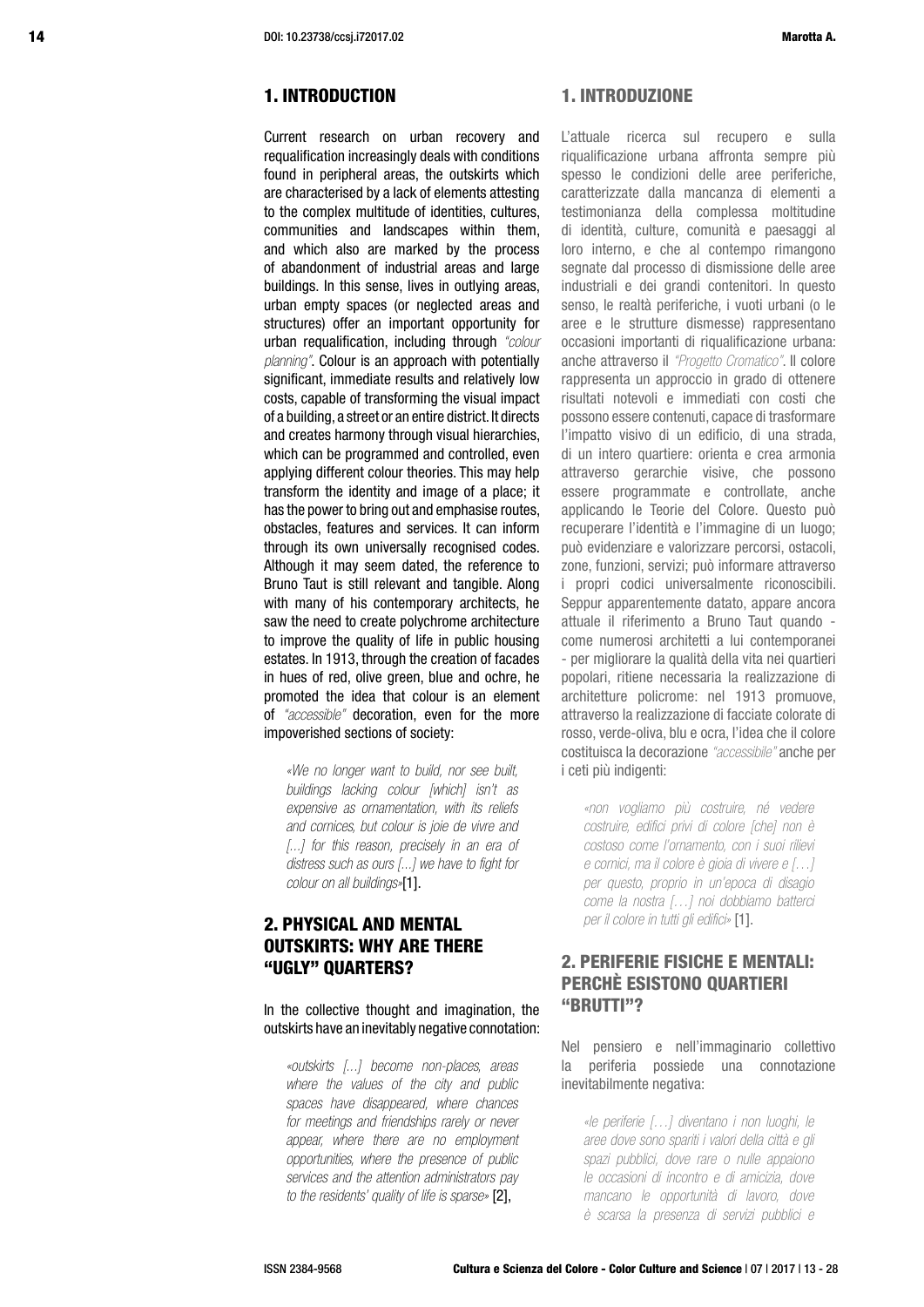## 1. INTRODUCTION

Current research on urban recovery and requalification increasingly deals with conditions found in peripheral areas, the outskirts which are characterised by a lack of elements attesting to the complex multitude of identities, cultures, communities and landscapes within them, and which also are marked by the process of abandonment of industrial areas and large buildings. In this sense, lives in outlying areas, urban empty spaces (or neglected areas and structures) offer an important opportunity for urban requalification, including through *"colour planning"*. Colour is an approach with potentially significant, immediate results and relatively low costs, capable of transforming the visual impact of a building, a street or an entire district. It directs and creates harmony through visual hierarchies, which can be programmed and controlled, even applying different colour theories. This may help transform the identity and image of a place; it has the power to bring out and emphasise routes, obstacles, features and services. It can inform through its own universally recognised codes. Although it may seem dated, the reference to Bruno Taut is still relevant and tangible. Along with many of his contemporary architects, he saw the need to create polychrome architecture to improve the quality of life in public housing estates. In 1913, through the creation of facades in hues of red, olive green, blue and ochre, he promoted the idea that colour is an element of *"accessible"* decoration, even for the more impoverished sections of society:

> *«We no longer want to build, nor see built, buildings lacking colour [which] isn't as expensive as ornamentation, with its reliefs and cornices, but colour is joie de vivre and [...] for this reason, precisely in an era of distress such as ours [...] we have to fight for colour on all buildings»*[1].

## 2. PHYSICAL AND MENTAL OUTSKIRTS: WHY ARE THERE "UGLY" QUARTERS?

In the collective thought and imagination, the outskirts have an inevitably negative connotation:

> *«outskirts [...] become non-places, areas where the values of the city and public spaces have disappeared, where chances for meetings and friendships rarely or never appear, where there are no employment opportunities, where the presence of public services and the attention administrators pay to the residents' quality of life is sparse»* [2],

## 1. INTRODUZIONE

L'attuale ricerca sul recupero e sulla riqualificazione urbana affronta sempre più spesso le condizioni delle aree periferiche, caratterizzate dalla mancanza di elementi a testimonianza della complessa moltitudine di identità, culture, comunità e paesaggi al loro interno, e che al contempo rimangono segnate dal processo di dismissione delle aree industriali e dei grandi contenitori. In questo senso, le realtà periferiche, i vuoti urbani (o le aree e le strutture dismesse) rappresentano occasioni importanti di riqualificazione urbana: anche attraverso il *"Progetto Cromatico"*. Il colore rappresenta un approccio in grado di ottenere risultati notevoli e immediati con costi che possono essere contenuti, capace di trasformare l'impatto visivo di un edificio, di una strada, di un intero quartiere: orienta e crea armonia attraverso gerarchie visive, che possono essere programmate e controllate, anche applicando le Teorie del Colore. Questo può recuperare l'identità e l'immagine di un luogo; può evidenziare e valorizzare percorsi, ostacoli, zone, funzioni, servizi; può informare attraverso i propri codici universalmente riconoscibili. Seppur apparentemente datato, appare ancora attuale il riferimento a Bruno Taut quando - come numerosi architetti a lui contemporanei - per migliorare la qualità della vita nei quartieri popolari, ritiene necessaria la realizzazione di architetture policrome: nel 1913 promuove, attraverso la realizzazione di facciate colorate di rosso, verde-oliva, blu e ocra, l'idea che il colore costituisca la decorazione *"accessibile"* anche per i ceti più indigenti:

> *«non vogliamo più costruire, né vedere costruire, edifici privi di colore [che] non è costoso come l'ornamento, con i suoi rilievi e cornici, ma il colore è gioia di vivere e […] per questo, proprio in un'epoca di disagio come la nostra […] noi dobbiamo batterci per il colore in tutti gli edifici»* [1].

## 2. PERIFERIE FISICHE E MENTALI: PERCHÈ ESISTONO QUARTIERI "BRUTTI"?

Nel pensiero e nell'immaginario collettivo la periferia possiede una connotazione inevitabilmente negativa:

> *«le periferie […] diventano i non luoghi, le aree dove sono spariti i valori della città e gli spazi pubblici, dove rare o nulle appaiono le occasioni di incontro e di amicizia, dove mancano le opportunità di lavoro, dove è scarsa la presenza di servizi pubblici e*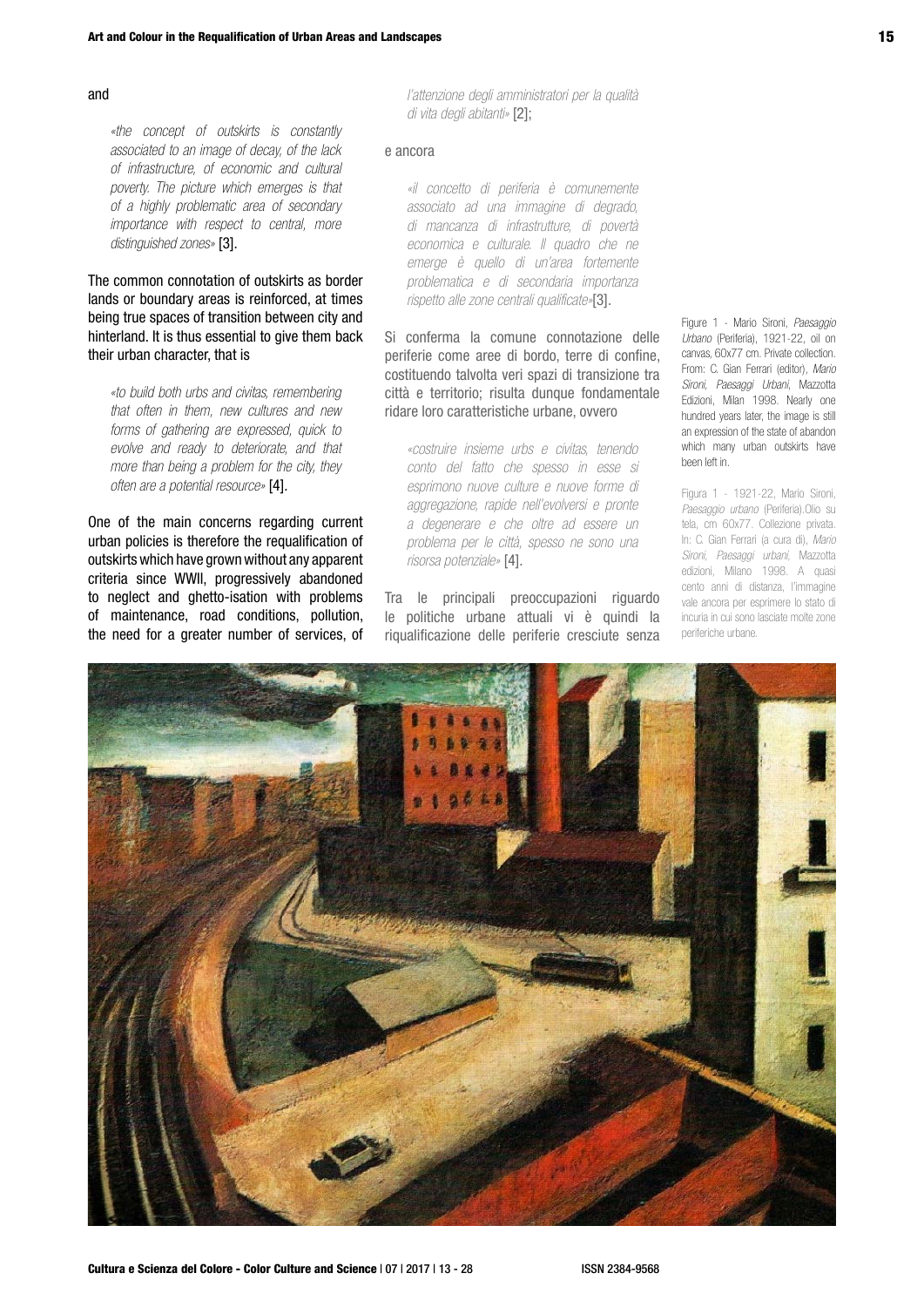and

> *«the concept of outskirts is constantly associated to an image of decay, of the lack of infrastructure, of economic and cultural poverty. The picture which emerges is that of a highly problematic area of secondary importance with respect to central, more distinguished zones»* [3].

The common connotation of outskirts as border lands or boundary areas is reinforced, at times being true spaces of transition between city and hinterland. It is thus essential to give them back their urban character, that is

> *«to build both urbs and civitas, remembering that often in them, new cultures and new forms of gathering are expressed, quick to evolve and ready to deteriorate, and that more than being a problem for the city, they often are a potential resource»* [4].

One of the main concerns regarding current urban policies is therefore the requalification of outskirts which have grown without any apparent criteria since WWII, progressively abandoned to neglect and ghetto-isation with problems of maintenance, road conditions, pollution, the need for a greater number of services, of

> *l'attenzione degli amministratori per la qualità di vita degli abitanti»* [2];

e ancora

> *«il concetto di periferia è comunemente associato ad una immagine di degrado, di mancanza di infrastrutture, di povertà economica e culturale. Il quadro che ne emerge è quello di un'area fortemente problematica e di secondaria importanza rispetto alle zone centrali qualificate»*[3].

Si conferma la comune connotazione delle periferie come aree di bordo, terre di confine, costituendo talvolta veri spazi di transizione tra città e territorio; risulta dunque fondamentale ridare loro caratteristiche urbane, ovvero

> *«costruire insieme urbs e civitas, tenendo conto del fatto che spesso in esse si esprimono nuove culture e nuove forme di aggregazione, rapide nell'evolversi e pronte a degenerare e che oltre ad essere un problema per le città, spesso ne sono una risorsa potenziale»* [4].

Tra le principali preoccupazioni riguardo le politiche urbane attuali vi è quindi la riqualificazione delle periferie cresciute senza

Figure 1 - Mario Sironi, *Paesaggio Urbano* (Periferia), 1921-22, oil on canvas, 60x77 cm. Private collection. From: C. Gian Ferrari (editor), *Mario Sironi, Paesaggi Urbani*, Mazzotta Edizioni, Milan 1998. Nearly one hundred years later, the image is still an expression of the state of abandon which many urban outskirts have been left in.

Figura 1 - 1921-22, Mario Sironi, *Paesaggio urbano* (Periferia).Olio su tela, cm 60x77. Collezione privata. In: C. Gian Ferrari (a cura di), *Mario Sironi, Paesaggi urbani*, Mazzotta edizioni, Milano 1998. A quasi cento anni di distanza, l'immagine vale ancora per esprimere lo stato di incuria in cui sono lasciate molte zone periferiche urbane.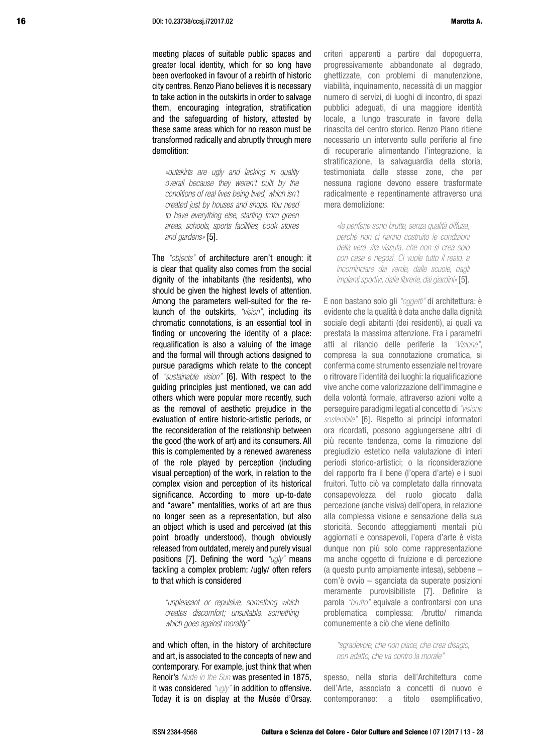meeting places of suitable public spaces and greater local identity, which for so long have been overlooked in favour of a rebirth of historic city centres. Renzo Piano believes it is necessary to take action in the outskirts in order to salvage them, encouraging integration, stratification and the safeguarding of history, attested by these same areas which for no reason must be transformed radically and abruptly through mere demolition:

> *«outskirts are ugly and lacking in quality overall because they weren't built by the conditions of real lives being lived, which isn't created just by houses and shops. You need to have everything else, starting from green areas, schools, sports facilities, book stores and gardens»* [5].

The *"objects"* of architecture aren't enough: it is clear that quality also comes from the social dignity of the inhabitants (the residents), who should be given the highest levels of attention. Among the parameters well-suited for the re-launch of the outskirts, *"vision"*, including its chromatic connotations, is an essential tool in finding or uncovering the identity of a place: requalification is also a valuing of the image and the formal will through actions designed to pursue paradigms which relate to the concept of *"sustainable vision"* [6]. With respect to the guiding principles just mentioned, we can add others which were popular more recently, such as the removal of aesthetic prejudice in the evaluation of entire historic-artistic periods, or the reconsideration of the relationship between the good (the work of art) and its consumers. All this is complemented by a renewed awareness of the role played by perception (including visual perception) of the work, in relation to the complex vision and perception of its historical significance. According to more up-to-date and "aware" mentalities, works of art are thus no longer seen as a representation, but also an object which is used and perceived (at this point broadly understood), though obviously released from outdated, merely and purely visual positions [7]. Defining the word *"ugly"* means tackling a complex problem: /ugly/ often refers to that which is considered

> *"unpleasant or repulsive, something which creates discomfort; unsuitable, something which goes against morality"*

and which often, in the history of architecture and art, is associated to the concepts of new and contemporary. For example, just think that when Renoir's *Nude in the Sun* was presented in 1875, it was considered *"ugly"* in addition to offensive. Today it is on display at the Musée d'Orsay.

criteri apparenti a partire dal dopoguerra, progressivamente abbandonate al degrado, ghettizzate, con problemi di manutenzione, viabilità, inquinamento, necessità di un maggior numero di servizi, di luoghi di incontro, di spazi pubblici adeguati, di una maggiore identità locale, a lungo trascurate in favore della rinascita del centro storico. Renzo Piano ritiene necessario un intervento sulle periferie al fine di recuperarle alimentando l'integrazione, la stratificazione, la salvaguardia della storia, testimoniata dalle stesse zone, che per nessuna ragione devono essere trasformate radicalmente e repentinamente attraverso una mera demolizione:

> *«le periferie sono brutte, senza qualità diffusa, perché non ci hanno costruito le condizioni della vera vita vissuta, che non si crea solo con case e negozi. Ci vuole tutto il resto, a incominciare dal verde, dalle scuole, dagli impianti sportivi, dalle librerie, dai giardini»* [5].

E non bastano solo gli *"oggetti"* di architettura: è evidente che la qualità è data anche dalla dignità sociale degli abitanti (dei residenti), ai quali va prestata la massima attenzione. Fra i parametri atti al rilancio delle periferie la *"Visione"*, compresa la sua connotazione cromatica, si conferma come strumento essenziale nel trovare o ritrovare l'identità dei luoghi: la riqualificazione vive anche come valorizzazione dell'immagine e della volontà formale, attraverso azioni volte a perseguire paradigmi legati al concetto di *"visione sostenibile"* [6]. Rispetto ai principi informatori ora ricordati, possono aggiungersene altri di più recente tendenza, come la rimozione del pregiudizio estetico nella valutazione di interi periodi storico-artistici; o la riconsiderazione del rapporto fra il bene (l'opera d'arte) e i suoi fruitori. Tutto ciò va completato dalla rinnovata consapevolezza del ruolo giocato dalla percezione (anche visiva) dell'opera, in relazione alla complessa visione e sensazione della sua storicità. Secondo atteggiamenti mentali più aggiornati e consapevoli, l'opera d'arte è vista dunque non più solo come rappresentazione ma anche oggetto di fruizione e di percezione (a questo punto ampiamente intesa), sebbene – com'è ovvio – sganciata da superate posizioni meramente purovisibiliste [7]. Definire la parola *"brutto"* equivale a confrontarsi con una problematica complessa: /brutto/ rimanda comunemente a ciò che viene definito

> *"sgradevole, che non piace, che crea disagio, non adatto, che va contro la morale"*

spesso, nella storia dell'Architettura come dell'Arte, associato a concetti di nuovo e contemporaneo: a titolo esemplificativo,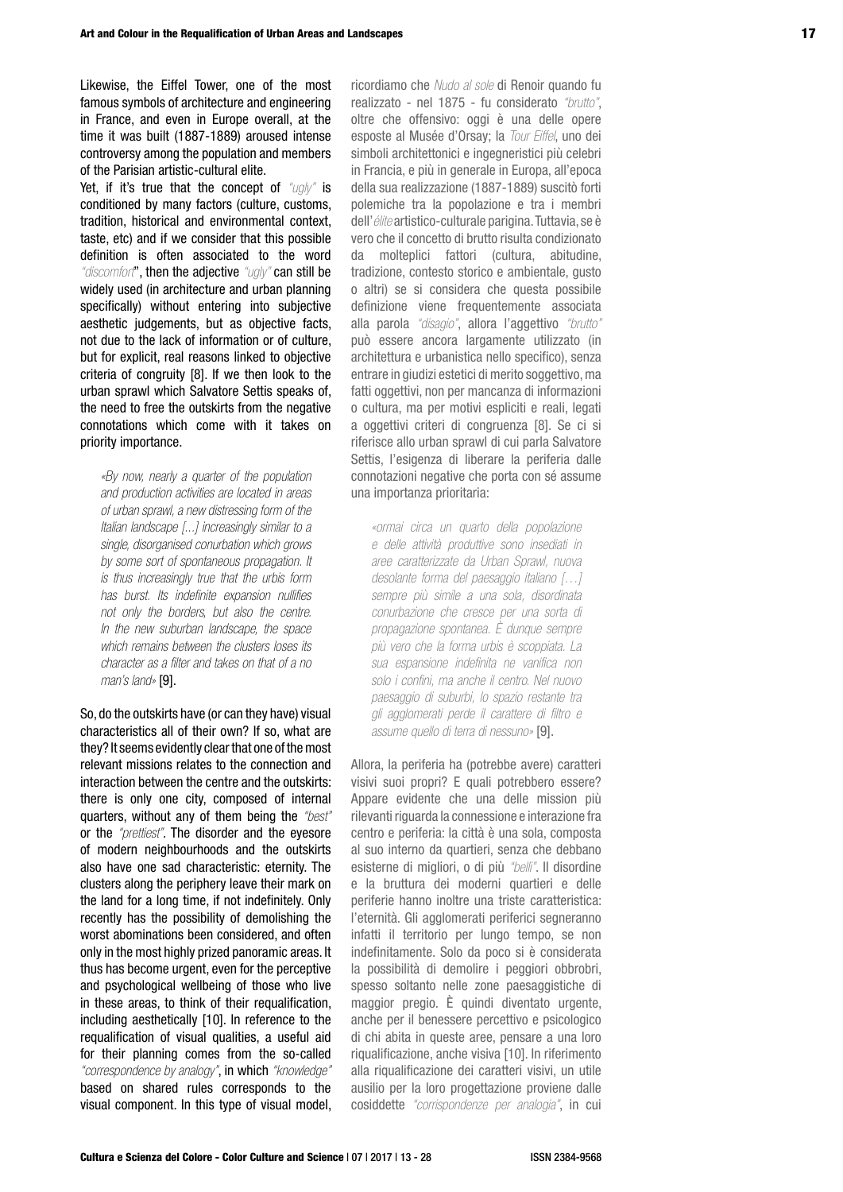Likewise, the Eiffel Tower, one of the most famous symbols of architecture and engineering in France, and even in Europe overall, at the time it was built (1887-1889) aroused intense controversy among the population and members of the Parisian artistic-cultural elite.
Yet, if it's true that the concept of *"ugly"* is conditioned by many factors (culture, customs, tradition, historical and environmental context, taste, etc) and if we consider that this possible definition is often associated to the word *"discomfort"*, then the adjective *"ugly"* can still be widely used (in architecture and urban planning specifically) without entering into subjective aesthetic judgements, but as objective facts, not due to the lack of information or of culture, but for explicit, real reasons linked to objective criteria of congruity [8]. If we then look to the urban sprawl which Salvatore Settis speaks of, the need to free the outskirts from the negative connotations which come with it takes on priority importance.

> *«By now, nearly a quarter of the population and production activities are located in areas of urban sprawl, a new distressing form of the Italian landscape [...] increasingly similar to a single, disorganised conurbation which grows by some sort of spontaneous propagation. It is thus increasingly true that the urbis form has burst. Its indefinite expansion nullifies not only the borders, but also the centre. In the new suburban landscape, the space which remains between the clusters loses its character as a filter and takes on that of a no man's land»* [9].

So, do the outskirts have (or can they have) visual characteristics all of their own? If so, what are they? It seems evidently clear that one of the most relevant missions relates to the connection and interaction between the centre and the outskirts: there is only one city, composed of internal quarters, without any of them being the *"best"* or the *"prettiest"*. The disorder and the eyesore of modern neighbourhoods and the outskirts also have one sad characteristic: eternity. The clusters along the periphery leave their mark on the land for a long time, if not indefinitely. Only recently has the possibility of demolishing the worst abominations been considered, and often only in the most highly prized panoramic areas. It thus has become urgent, even for the perceptive and psychological wellbeing of those who live in these areas, to think of their requalification, including aesthetically [10]. In reference to the requalification of visual qualities, a useful aid for their planning comes from the so-called *"correspondence by analogy"*, in which *"knowledge"* based on shared rules corresponds to the visual component. In this type of visual model,

ricordiamo che *Nudo al sole* di Renoir quando fu realizzato - nel 1875 - fu considerato *"brutto"*, oltre che offensivo: oggi è una delle opere esposte al Musée d'Orsay; la *Tour Eiffel*, uno dei simboli architettonici e ingegneristici più celebri in Francia, e più in generale in Europa, all'epoca della sua realizzazione (1887-1889) suscitò forti polemiche tra la popolazione e tra i membri dell'*élite* artistico-culturale parigina. Tuttavia, se è vero che il concetto di brutto risulta condizionato da molteplici fattori (cultura, abitudine, tradizione, contesto storico e ambientale, gusto o altri) se si considera che questa possibile definizione viene frequentemente associata alla parola *"disagio"*, allora l'aggettivo *"brutto"* può essere ancora largamente utilizzato (in architettura e urbanistica nello specifico), senza entrare in giudizi estetici di merito soggettivo, ma fatti oggettivi, non per mancanza di informazioni o cultura, ma per motivi espliciti e reali, legati a oggettivi criteri di congruenza [8]. Se ci si riferisce allo urban sprawl di cui parla Salvatore Settis, l'esigenza di liberare la periferia dalle connotazioni negative che porta con sé assume una importanza prioritaria:

> *«ormai circa un quarto della popolazione e delle attività produttive sono insediati in aree caratterizzate da Urban Sprawl, nuova desolante forma del paesaggio italiano […] sempre più simile a una sola, disordinata conurbazione che cresce per una sorta di propagazione spontanea. È dunque sempre più vero che la forma urbis è scoppiata. La sua espansione indefinita ne vanifica non solo i confini, ma anche il centro. Nel nuovo paesaggio di suburbi, lo spazio restante tra gli agglomerati perde il carattere di filtro e assume quello di terra di nessuno»* [9].

Allora, la periferia ha (potrebbe avere) caratteri visivi suoi propri? E quali potrebbero essere? Appare evidente che una delle mission più rilevanti riguarda la connessione e interazione fra centro e periferia: la città è una sola, composta al suo interno da quartieri, senza che debbano esisterne di migliori, o di più *"belli"*. Il disordine e la bruttura dei moderni quartieri e delle periferie hanno inoltre una triste caratteristica: l'eternità. Gli agglomerati periferici segneranno infatti il territorio per lungo tempo, se non indefinitamente. Solo da poco si è considerata la possibilità di demolire i peggiori obbrobri, spesso soltanto nelle zone paesaggistiche di maggior pregio. È quindi diventato urgente, anche per il benessere percettivo e psicologico di chi abita in queste aree, pensare a una loro riqualificazione, anche visiva [10]. In riferimento alla riqualificazione dei caratteri visivi, un utile ausilio per la loro progettazione proviene dalle cosiddette *"corrispondenze per analogia"*, in cui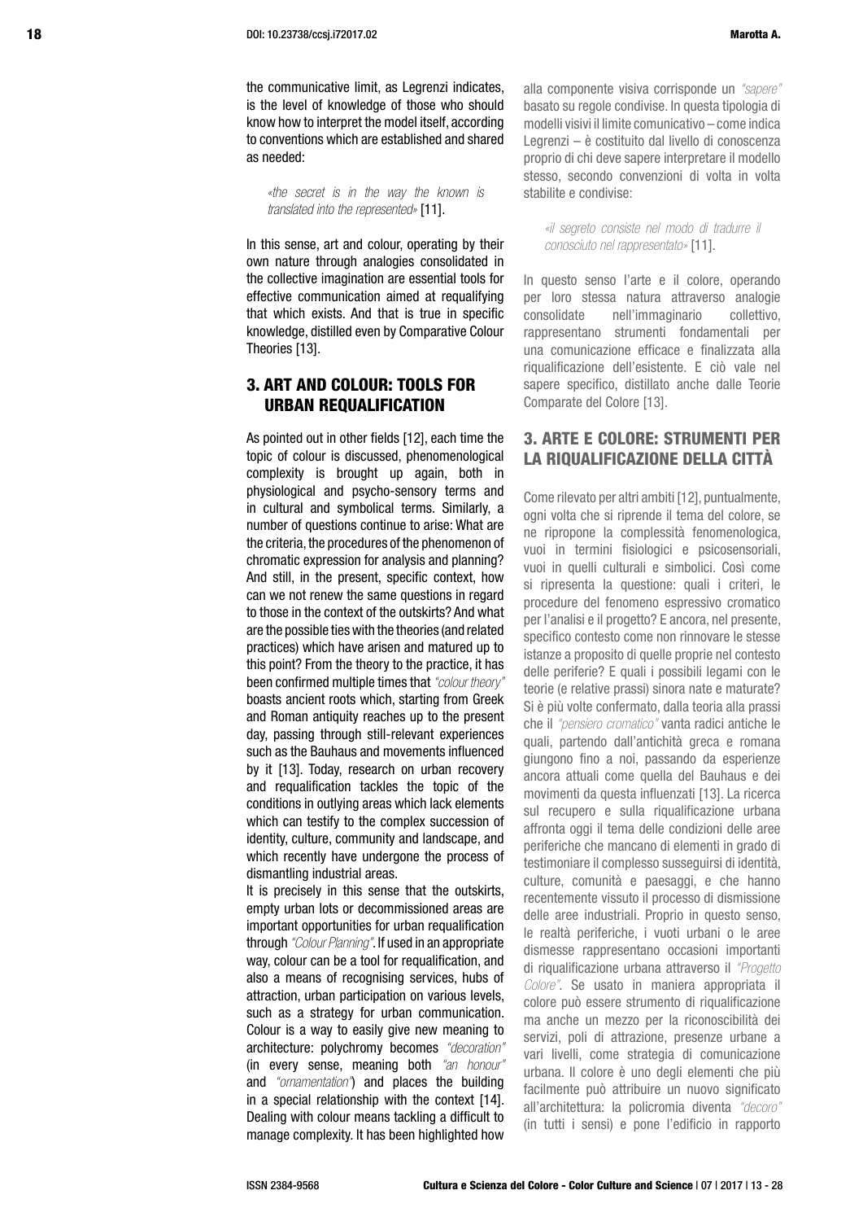the communicative limit, as Legrenzi indicates, is the level of knowledge of those who should know how to interpret the model itself, according to conventions which are established and shared as needed:

> *«the secret is in the way the known is translated into the represented»* [11].

In this sense, art and colour, operating by their own nature through analogies consolidated in the collective imagination are essential tools for effective communication aimed at requalifying that which exists. And that is true in specific knowledge, distilled even by Comparative Colour Theories [13].

## 3. ART AND COLOUR: TOOLS FOR URBAN REQUALIFICATION

As pointed out in other fields [12], each time the topic of colour is discussed, phenomenological complexity is brought up again, both in physiological and psycho-sensory terms and in cultural and symbolical terms. Similarly, a number of questions continue to arise: What are the criteria, the procedures of the phenomenon of chromatic expression for analysis and planning? And still, in the present, specific context, how can we not renew the same questions in regard to those in the context of the outskirts? And what are the possible ties with the theories (and related practices) which have arisen and matured up to this point? From the theory to the practice, it has been confirmed multiple times that *"colour theory"* boasts ancient roots which, starting from Greek and Roman antiquity reaches up to the present day, passing through still-relevant experiences such as the Bauhaus and movements influenced by it [13]. Today, research on urban recovery and requalification tackles the topic of the conditions in outlying areas which lack elements which can testify to the complex succession of identity, culture, community and landscape, and which recently have undergone the process of dismantling industrial areas.

It is precisely in this sense that the outskirts, empty urban lots or decommissioned areas are important opportunities for urban requalification through *"Colour Planning"*. If used in an appropriate way, colour can be a tool for requalification, and also a means of recognising services, hubs of attraction, urban participation on various levels, such as a strategy for urban communication. Colour is a way to easily give new meaning to architecture: polychromy becomes *"decoration"* (in every sense, meaning both *"an honour"* and *"ornamentation"*) and places the building in a special relationship with the context [14]. Dealing with colour means tackling a difficult to manage complexity. It has been highlighted how

alla componente visiva corrisponde un *"sapere"* basato su regole condivise. In questa tipologia di modelli visivi il limite comunicativo – come indica Legrenzi – è costituito dal livello di conoscenza proprio di chi deve sapere interpretare il modello stesso, secondo convenzioni di volta in volta stabilite e condivise:

> *«il segreto consiste nel modo di tradurre il conosciuto nel rappresentato»* [11].

In questo senso l'arte e il colore, operando per loro stessa natura attraverso analogie consolidate nell'immaginario collettivo, rappresentano strumenti fondamentali per una comunicazione efficace e finalizzata alla riqualificazione dell'esistente. E ciò vale nel sapere specifico, distillato anche dalle Teorie Comparate del Colore [13].

## 3. ARTE E COLORE: STRUMENTI PER LA RIQUALIFICAZIONE DELLA CITTÀ

Come rilevato per altri ambiti [12], puntualmente, ogni volta che si riprende il tema del colore, se ne ripropone la complessità fenomenologica, vuoi in termini fisiologici e psicosensoriali, vuoi in quelli culturali e simbolici. Così come si ripresenta la questione: quali i criteri, le procedure del fenomeno espressivo cromatico per l'analisi e il progetto? E ancora, nel presente, specifico contesto come non rinnovare le stesse istanze a proposito di quelle proprie nel contesto delle periferie? E quali i possibili legami con le teorie (e relative prassi) sinora nate e maturate? Si è più volte confermato, dalla teoria alla prassi che il *"pensiero cromatico"* vanta radici antiche le quali, partendo dall'antichità greca e romana giungono fino a noi, passando da esperienze ancora attuali come quella del Bauhaus e dei movimenti da questa influenzati [13]. La ricerca sul recupero e sulla riqualificazione urbana affronta oggi il tema delle condizioni delle aree periferiche che mancano di elementi in grado di testimoniare il complesso susseguirsi di identità, culture, comunità e paesaggi, e che hanno recentemente vissuto il processo di dismissione delle aree industriali. Proprio in questo senso, le realtà periferiche, i vuoti urbani o le aree dismesse rappresentano occasioni importanti di riqualificazione urbana attraverso il *"Progetto Colore"*. Se usato in maniera appropriata il colore può essere strumento di riqualificazione ma anche un mezzo per la riconoscibilità dei servizi, poli di attrazione, presenze urbane a vari livelli, come strategia di comunicazione urbana. Il colore è uno degli elementi che più facilmente può attribuire un nuovo significato all'architettura: la policromia diventa *"decoro"* (in tutti i sensi) e pone l'edificio in rapporto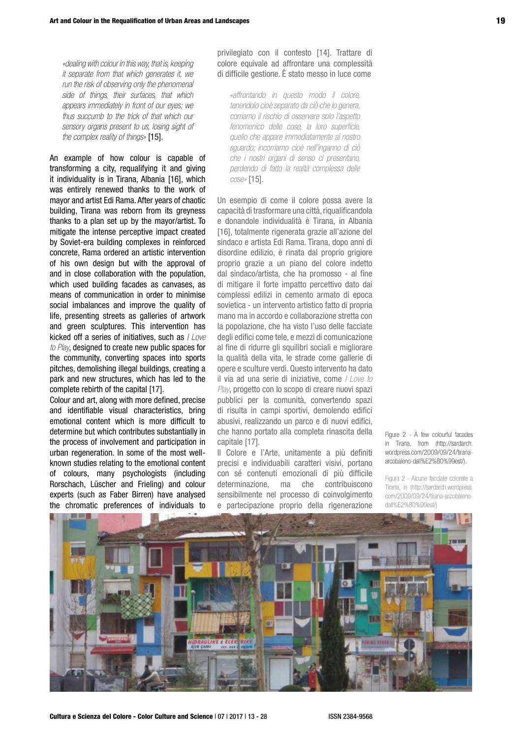*«dealing with colour in this way, that is, keeping it separate from that which generates it, we run the risk of observing only the phenomenal side of things, their surfaces, that which appears immediately in front of our eyes; we thus succumb to the trick of that which our sensory organs present to us, losing sight of the complex reality of things»* [15].

An example of how colour is capable of transforming a city, requalifying it and giving it individuality is in Tirana, Albania [16], which was entirely renewed thanks to the work of mayor and artist Edi Rama. After years of chaotic building, Tirana was reborn from its greyness thanks to a plan set up by the mayor/artist. To mitigate the intense perceptive impact created by Soviet-era building complexes in reinforced concrete, Rama ordered an artistic intervention of his own design but with the approval of and in close collaboration with the population, which used building facades as canvases, as means of communication in order to minimise social imbalances and improve the quality of life, presenting streets as galleries of artwork and green sculptures. This intervention has kicked off a series of initiatives, such as *I Love to Play*, designed to create new public spaces for the community, converting spaces into sports pitches, demolishing illegal buildings, creating a park and new structures, which has led to the complete rebirth of the capital [17].

Colour and art, along with more defined, precise and identifiable visual characteristics, bring emotional content which is more difficult to determine but which contributes substantially in the process of involvement and participation in urban regeneration. In some of the most well-known studies relating to the emotional content of colours, many psychologists (including Rorschach, Lüscher and Frieling) and colour experts (such as Faber Birren) have analysed the chromatic preferences of individuals to

privilegiato con il contesto [14]. Trattare di colore equivale ad affrontare una complessità di difficile gestione. È stato messo in luce come

*«affrontando in questo modo il colore, tenendolo cioè separato da ciò che lo genera, corriamo il rischio di osservare solo l'aspetto fenomenico delle cose, la loro superficie, quello che appare immediatamente al nostro sguardo; incorriamo cioè nell'inganno di ciò che i nostri organi di senso ci presentano, perdendo di fatto la realtà complessa delle cose»* [15].

Un esempio di come il colore possa avere la capacità di trasformare una città, riqualificandola e donandole individualità è Tirana, in Albania [16], totalmente rigenerata grazie all'azione del sindaco e artista Edi Rama. Tirana, dopo anni di disordine edilizio, è rinata dal proprio grigiore proprio grazie a un piano del colore indetto dal sindaco/artista, che ha promosso - al fine di mitigare il forte impatto percettivo dato dai complessi edilizi in cemento armato di epoca sovietica - un intervento artistico fatto di propria mano ma in accordo e collaborazione stretta con la popolazione, che ha visto l'uso delle facciate degli edifici come tele, e mezzi di comunicazione al fine di ridurre gli squilibri sociali e migliorare la qualità della vita, le strade come gallerie di opere e sculture verdi. Questo intervento ha dato il via ad una serie di iniziative, come *I Love to Play*, progetto con lo scopo di creare nuovi spazi pubblici per la comunità, convertendo spazi di risulta in campi sportivi, demolendo edifici abusivi, realizzando un parco e di nuovi edifici, che hanno portato alla completa rinascita della capitale [17].

Il Colore e l'Arte, unitamente a più definiti precisi e individuabili caratteri visivi, portano con sé contenuti emozionali di più difficile determinazione, ma che contribuiscono sensibilmente nel processo di coinvolgimento e partecipazione proprio della rigenerazione

Figure 2 - A few colourful facades in Tirana, from (http://sardarch.wordpress.com/2009/09/24/tirana-arcobaleno-dall%E2%80%99est/).

Figura 2 - Alcune facciate colorate a Tirana, in (http://sardarch.wordpress.com/2009/09/24/tirana-arcobaleno-dall%E2%80%99est/)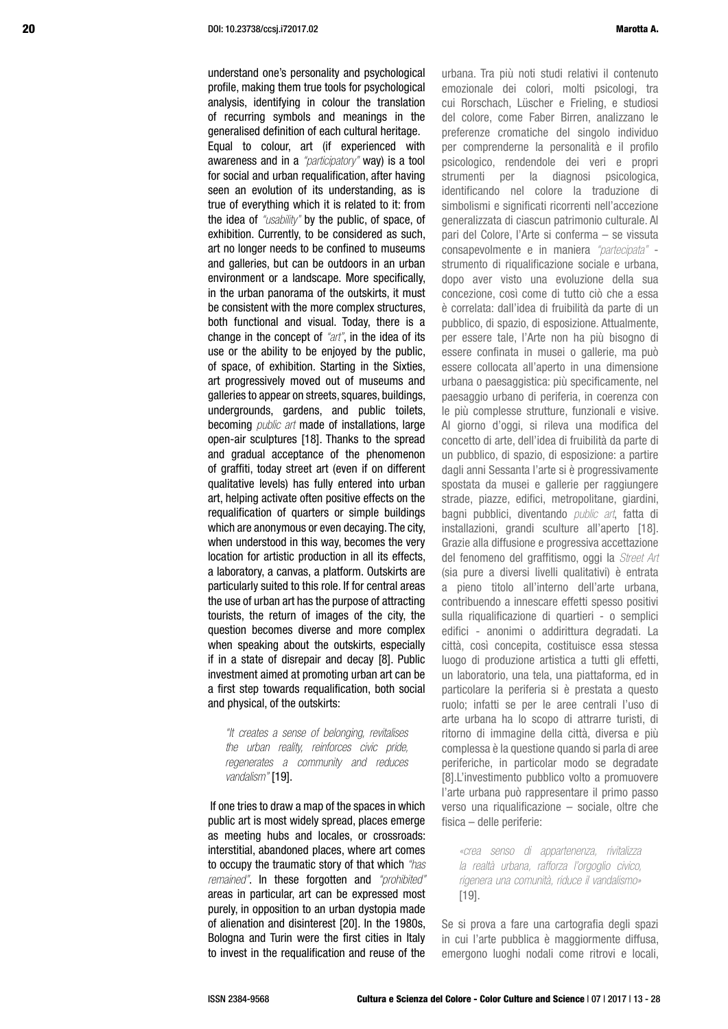understand one's personality and psychological profile, making them true tools for psychological analysis, identifying in colour the translation of recurring symbols and meanings in the generalised definition of each cultural heritage.

Equal to colour, art (if experienced with awareness and in a *"participatory"* way) is a tool for social and urban requalification, after having seen an evolution of its understanding, as is true of everything which it is related to it: from the idea of *"usability"* by the public, of space, of exhibition. Currently, to be considered as such, art no longer needs to be confined to museums and galleries, but can be outdoors in an urban environment or a landscape. More specifically, in the urban panorama of the outskirts, it must be consistent with the more complex structures, both functional and visual. Today, there is a change in the concept of *"art"*, in the idea of its use or the ability to be enjoyed by the public, of space, of exhibition. Starting in the Sixties, art progressively moved out of museums and galleries to appear on streets, squares, buildings, undergrounds, gardens, and public toilets, becoming *public art* made of installations, large open-air sculptures [18]. Thanks to the spread and gradual acceptance of the phenomenon of graffiti, today street art (even if on different qualitative levels) has fully entered into urban art, helping activate often positive effects on the requalification of quarters or simple buildings which are anonymous or even decaying. The city, when understood in this way, becomes the very location for artistic production in all its effects, a laboratory, a canvas, a platform. Outskirts are particularly suited to this role. If for central areas the use of urban art has the purpose of attracting tourists, the return of images of the city, the question becomes diverse and more complex when speaking about the outskirts, especially if in a state of disrepair and decay [8]. Public investment aimed at promoting urban art can be a first step towards requalification, both social and physical, of the outskirts:

> *"It creates a sense of belonging, revitalises the urban reality, reinforces civic pride, regenerates a community and reduces vandalism"* [19].

If one tries to draw a map of the spaces in which public art is most widely spread, places emerge as meeting hubs and locales, or crossroads: interstitial, abandoned places, where art comes to occupy the traumatic story of that which *"has remained"*. In these forgotten and *"prohibited"* areas in particular, art can be expressed most purely, in opposition to an urban dystopia made of alienation and disinterest [20]. In the 1980s, Bologna and Turin were the first cities in Italy to invest in the requalification and reuse of the

urbana. Tra più noti studi relativi il contenuto emozionale dei colori, molti psicologi, tra cui Rorschach, Lüscher e Frieling, e studiosi del colore, come Faber Birren, analizzano le preferenze cromatiche del singolo individuo per comprenderne la personalità e il profilo psicologico, rendendole dei veri e propri strumenti per la diagnosi psicologica, identificando nel colore la traduzione di simbolismi e significati ricorrenti nell'accezione generalizzata di ciascun patrimonio culturale. Al pari del Colore, l'Arte si conferma – se vissuta consapevolmente e in maniera *"partecipata"* - strumento di riqualificazione sociale e urbana, dopo aver visto una evoluzione della sua concezione, così come di tutto ciò che a essa è correlata: dall'idea di fruibilità da parte di un pubblico, di spazio, di esposizione. Attualmente, per essere tale, l'Arte non ha più bisogno di essere confinata in musei o gallerie, ma può essere collocata all'aperto in una dimensione urbana o paesaggistica: più specificamente, nel paesaggio urbano di periferia, in coerenza con le più complesse strutture, funzionali e visive. Al giorno d'oggi, si rileva una modifica del concetto di arte, dell'idea di fruibilità da parte di un pubblico, di spazio, di esposizione: a partire dagli anni Sessanta l'arte si è progressivamente spostata da musei e gallerie per raggiungere strade, piazze, edifici, metropolitane, giardini, bagni pubblici, diventando *public art*, fatta di installazioni, grandi sculture all'aperto [18]. Grazie alla diffusione e progressiva accettazione del fenomeno del graffitismo, oggi la *Street Art* (sia pure a diversi livelli qualitativi) è entrata a pieno titolo all'interno dell'arte urbana, contribuendo a innescare effetti spesso positivi sulla riqualificazione di quartieri - o semplici edifici - anonimi o addirittura degradati. La città, così concepita, costituisce essa stessa luogo di produzione artistica a tutti gli effetti, un laboratorio, una tela, una piattaforma, ed in particolare la periferia si è prestata a questo ruolo; infatti se per le aree centrali l'uso di arte urbana ha lo scopo di attrarre turisti, di ritorno di immagine della città, diversa e più complessa è la questione quando si parla di aree periferiche, in particolar modo se degradate [8].L'investimento pubblico volto a promuovere l'arte urbana può rappresentare il primo passo verso una riqualificazione – sociale, oltre che fisica – delle periferie:

> *«crea senso di appartenenza, rivitalizza la realtà urbana, rafforza l'orgoglio civico, rigenera una comunità, riduce il vandalismo»* [19].

Se si prova a fare una cartografia degli spazi in cui l'arte pubblica è maggiormente diffusa, emergono luoghi nodali come ritrovi e locali,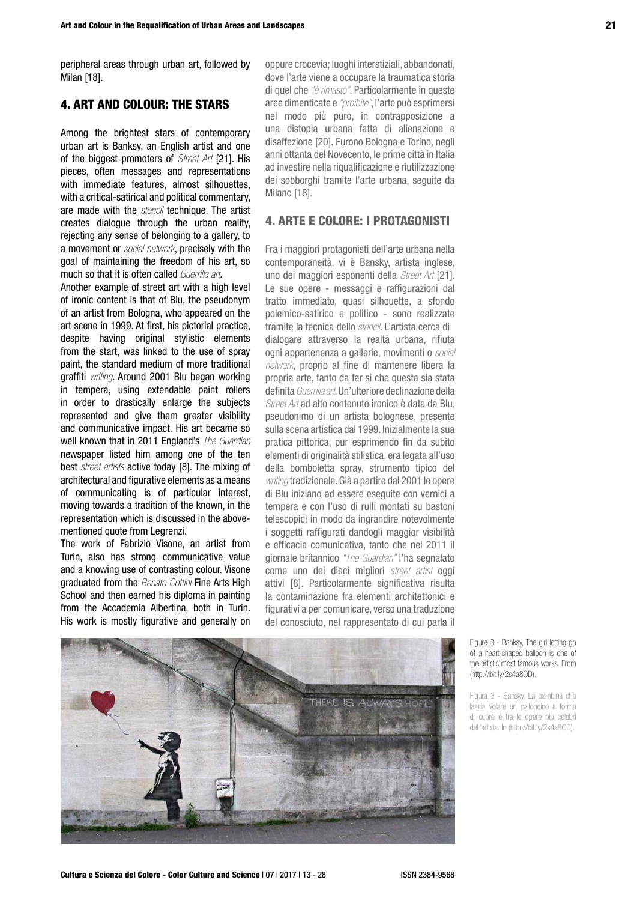peripheral areas through urban art, followed by Milan [18].

## 4. ART AND COLOUR: THE STARS

Among the brightest stars of contemporary urban art is Banksy, an English artist and one of the biggest promoters of *Street Art* [21]. His pieces, often messages and representations with immediate features, almost silhouettes, with a critical-satirical and political commentary, are made with the *stencil* technique. The artist creates dialogue through the urban reality, rejecting any sense of belonging to a gallery, to a movement or *social network*, precisely with the goal of maintaining the freedom of his art, so much so that it is often called *Guerrilla art*.

Another example of street art with a high level of ironic content is that of Blu, the pseudonym of an artist from Bologna, who appeared on the art scene in 1999. At first, his pictorial practice, despite having original stylistic elements from the start, was linked to the use of spray paint, the standard medium of more traditional graffiti *writing*. Around 2001 Blu began working in tempera, using extendable paint rollers in order to drastically enlarge the subjects represented and give them greater visibility and communicative impact. His art became so well known that in 2011 England's *The Guardian* newspaper listed him among one of the ten best *street artists* active today [8]. The mixing of architectural and figurative elements as a means of communicating is of particular interest, moving towards a tradition of the known, in the representation which is discussed in the above-mentioned quote from Legrenzi.

The work of Fabrizio Visone, an artist from Turin, also has strong communicative value and a knowing use of contrasting colour. Visone graduated from the *Renato Cottini* Fine Arts High School and then earned his diploma in painting from the Accademia Albertina, both in Turin. His work is mostly figurative and generally on

oppure crocevia; luoghi interstiziali, abbandonati, dove l'arte viene a occupare la traumatica storia di quel che *"è rimasto"*. Particolarmente in queste aree dimenticate e *"proibite"*, l'arte può esprimersi nel modo più puro, in contrapposizione a una distopia urbana fatta di alienazione e disaffezione [20]. Furono Bologna e Torino, negli anni ottanta del Novecento, le prime città in Italia ad investire nella riqualificazione e riutilizzazione dei sobborghi tramite l'arte urbana, seguite da Milano [18].

## 4. ARTE E COLORE: I PROTAGONISTI

Fra i maggiori protagonisti dell'arte urbana nella contemporaneità, vi è Bansky, artista inglese, uno dei maggiori esponenti della *Street Art* [21]. Le sue opere - messaggi e raffigurazioni dal tratto immediato, quasi silhouette, a sfondo polemico-satirico e politico - sono realizzate tramite la tecnica dello *stencil*. L'artista cerca di dialogare attraverso la realtà urbana, rifiuta ogni appartenenza a gallerie, movimenti o *social network*, proprio al fine di mantenere libera la propria arte, tanto da far sì che questa sia stata definita *Guerrilla art*. Un'ulteriore declinazione della *Street Art* ad alto contenuto ironico è data da Blu, pseudonimo di un artista bolognese, presente sulla scena artistica dal 1999. Inizialmente la sua pratica pittorica, pur esprimendo fin da subito elementi di originalità stilistica, era legata all'uso della bomboletta spray, strumento tipico del *writing* tradizionale. Già a partire dal 2001 le opere di Blu iniziano ad essere eseguite con vernici a tempera e con l'uso di rulli montati su bastoni telescopici in modo da ingrandire notevolmente i soggetti raffigurati dandogli maggior visibilità e efficacia comunicativa, tanto che nel 2011 il giornale britannico *"The Guardian"* l'ha segnalato come uno dei dieci migliori *street artist* oggi attivi [8]. Particolarmente significativa risulta la contaminazione fra elementi architettonici e figurativi a per comunicare, verso una traduzione del conosciuto, nel rappresentato di cui parla il

Figure 3 - Banksy, The girl letting go of a heart-shaped balloon is one of the artist's most famous works. From (http://bit.ly/2s4a8OD).

Figura 3 - Bansky, La bambina che lascia volare un palloncino a forma di cuore è tra le opere più celebri dell'artista. In (http://bit.ly/2s4a8OD).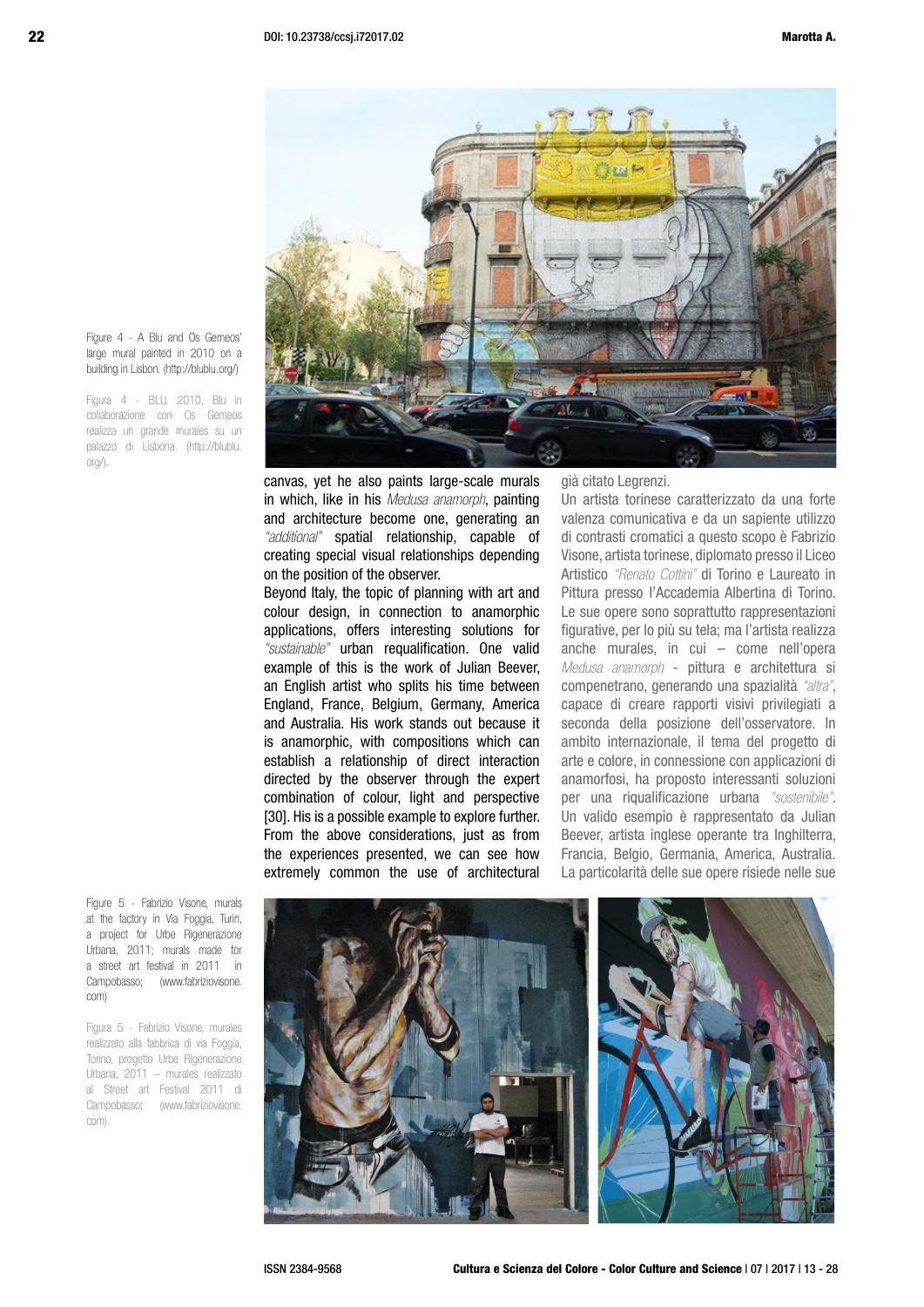Figure 4 - A Blu and Os Gemeos' large mural painted in 2010 on a building in Lisbon. (http://blublu.org/)

Figura 4 - BLU, 2010, Blu in collaborazione con Os Gemeos realizza un grande murales su un palazzo di Lisbona. (http://blublu.org/).

canvas, yet he also paints large-scale murals in which, like in his *Medusa anamorph*, painting and architecture become one, generating an *"additional"* spatial relationship, capable of creating special visual relationships depending on the position of the observer.

Beyond Italy, the topic of planning with art and colour design, in connection to anamorphic applications, offers interesting solutions for *"sustainable"* urban requalification. One valid example of this is the work of Julian Beever, an English artist who splits his time between England, France, Belgium, Germany, America and Australia. His work stands out because it is anamorphic, with compositions which can establish a relationship of direct interaction directed by the observer through the expert combination of colour, light and perspective [30]. His is a possible example to explore further. From the above considerations, just as from the experiences presented, we can see how extremely common the use of architectural

già citato Legrenzi.

Un artista torinese caratterizzato da una forte valenza comunicativa e da un sapiente utilizzo di contrasti cromatici a questo scopo è Fabrizio Visone, artista torinese, diplomato presso il Liceo Artistico *"Renato Cottini"* di Torino e Laureato in Pittura presso l'Accademia Albertina di Torino. Le sue opere sono soprattutto rappresentazioni figurative, per lo più su tela; ma l'artista realizza anche murales, in cui – come nell'opera *Medusa anamorph* - pittura e architettura si compenetrano, generando una spazialità *"altra"*, capace di creare rapporti visivi privilegiati a seconda della posizione dell'osservatore. In ambito internazionale, il tema del progetto di arte e colore, in connessione con applicazioni di anamorfosi, ha proposto interessanti soluzioni per una riqualificazione urbana *"sostenibile"*. Un valido esempio è rappresentato da Julian Beever, artista inglese operante tra Inghilterra, Francia, Belgio, Germania, America, Australia. La particolarità delle sue opere risiede nelle sue

Figure 5 - Fabrizio Visone, murals at the factory in Via Foggia, Turin, a project for Urbe Rigenerazione Urbana, 2011; murals made for a street art festival in 2011 in Campobasso; (www.fabriziovisone.com)

Figura 5 - Fabrizio Visone, murales realizzato alla fabbrica di via Foggia, Torino, progetto Urbe Rigenerazione Urbana, 2011 – murales realizzato al Street art Festival 2011 di Campobasso; (www.fabriziovisone.com).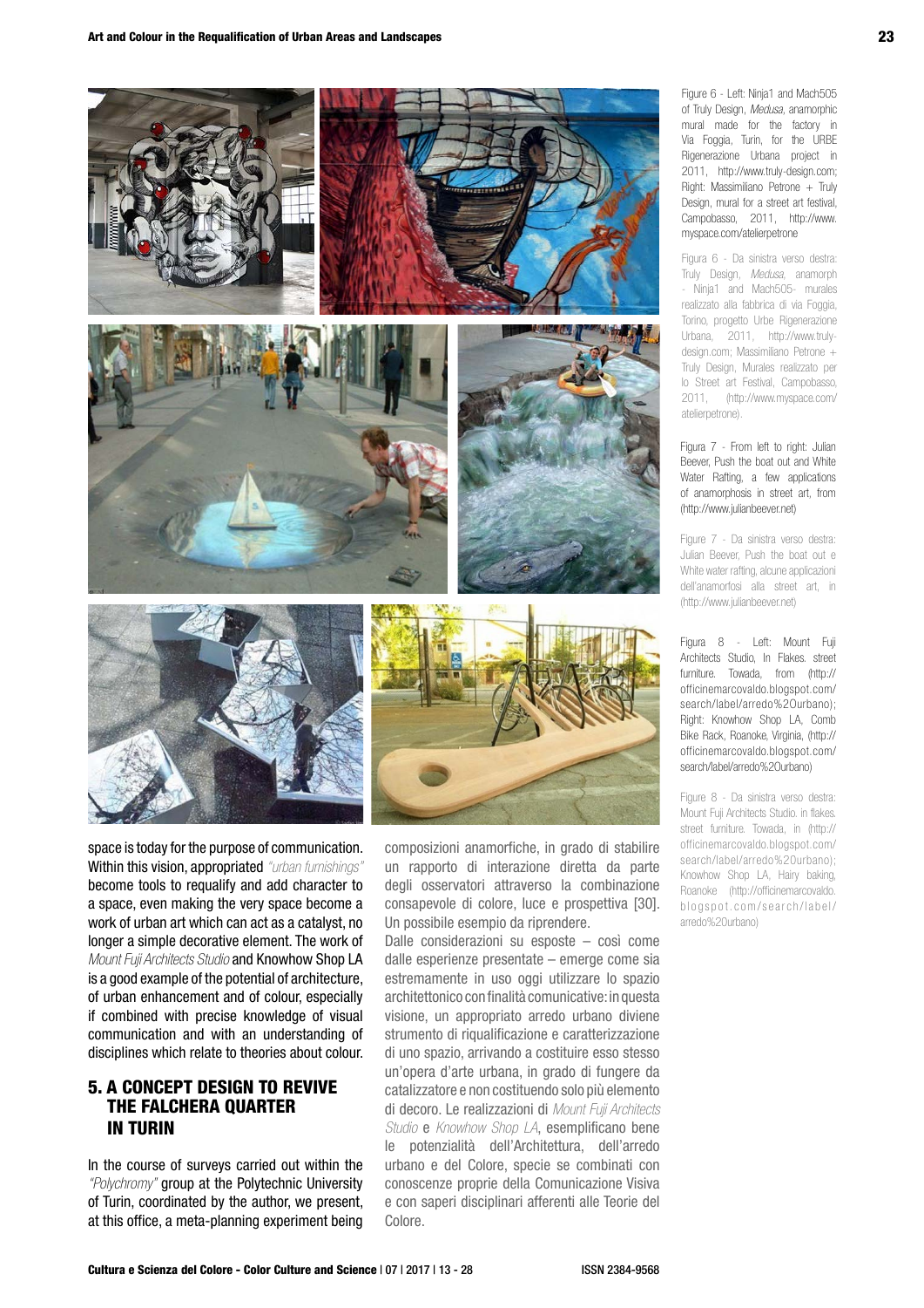Figure 6 - Left: Ninja1 and Mach505 of Truly Design, *Medusa*, anamorphic mural made for the factory in Via Foggia, Turin, for the URBE Rigenerazione Urbana project in 2011, http://www.truly-design.com; Right: Massimiliano Petrone + Truly Design, mural for a street art festival, Campobasso, 2011, http://www.myspace.com/atelierpetrone

Figura 6 - Da sinistra verso destra: Truly Design, *Medusa*, anamorph - Ninja1 and Mach505- murales realizzato alla fabbrica di via Foggia, Torino, progetto Urbe Rigenerazione Urbana, 2011, http://www.truly-design.com; Massimiliano Petrone + Truly Design, Murales realizzato per lo Street art Festival, Campobasso, 2011, (http://www.myspace.com/atelierpetrone).

Figura 7 - From left to right: Julian Beever, Push the boat out and White Water Rafting, a few applications of anamorphosis in street art, from (http://www.julianbeever.net)

Figure 7 - Da sinistra verso destra: Julian Beever, Push the boat out e White water rafting, alcune applicazioni dell'anamorfosi alla street art, in (http://www.julianbeever.net)

Figura 8 - Left: Mount Fuji Architects Studio, In Flakes. street furniture. Towada, from (http://officinemarcovaldo.blogspot.com/search/label/arredo%20urbano); Right: Knowhow Shop LA, Comb Bike Rack, Roanoke, Virginia, (http://officinemarcovaldo.blogspot.com/search/label/arredo%20urbano)

Figure 8 - Da sinistra verso destra: Mount Fuji Architects Studio. in flakes. street furniture. Towada, in (http://officinemarcovaldo.blogspot.com/search/label/arredo%20urbano); Knowhow Shop LA, Hairy baking, Roanoke (http://officinemarcovaldo.blogspot.com/search/label/arredo%20urbano)

space is today for the purpose of communication. Within this vision, appropriated *"urban furnishings"* become tools to requalify and add character to a space, even making the very space become a work of urban art which can act as a catalyst, no longer a simple decorative element. The work of *Mount Fuji Architects Studio* and Knowhow Shop LA is a good example of the potential of architecture, of urban enhancement and of colour, especially if combined with precise knowledge of visual communication and with an understanding of disciplines which relate to theories about colour.

## 5. A CONCEPT DESIGN TO REVIVE THE FALCHERA QUARTER IN TURIN

In the course of surveys carried out within the *"Polychromy"* group at the Polytechnic University of Turin, coordinated by the author, we present, at this office, a meta-planning experiment being

composizioni anamorfiche, in grado di stabilire un rapporto di interazione diretta da parte degli osservatori attraverso la combinazione consapevole di colore, luce e prospettiva [30]. Un possibile esempio da riprendere.

Dalle considerazioni su esposte – così come dalle esperienze presentate – emerge come sia estremamente in uso oggi utilizzare lo spazio architettonico con finalità comunicative: in questa visione, un appropriato arredo urbano diviene strumento di riqualificazione e caratterizzazione di uno spazio, arrivando a costituire esso stesso un'opera d'arte urbana, in grado di fungere da catalizzatore e non costituendo solo più elemento di decoro. Le realizzazioni di *Mount Fuji Architects Studio* e *Knowhow Shop LA*, esemplificano bene le potenzialità dell'Architettura, dell'arredo urbano e del Colore, specie se combinati con conoscenze proprie della Comunicazione Visiva e con saperi disciplinari afferenti alle Teorie del Colore.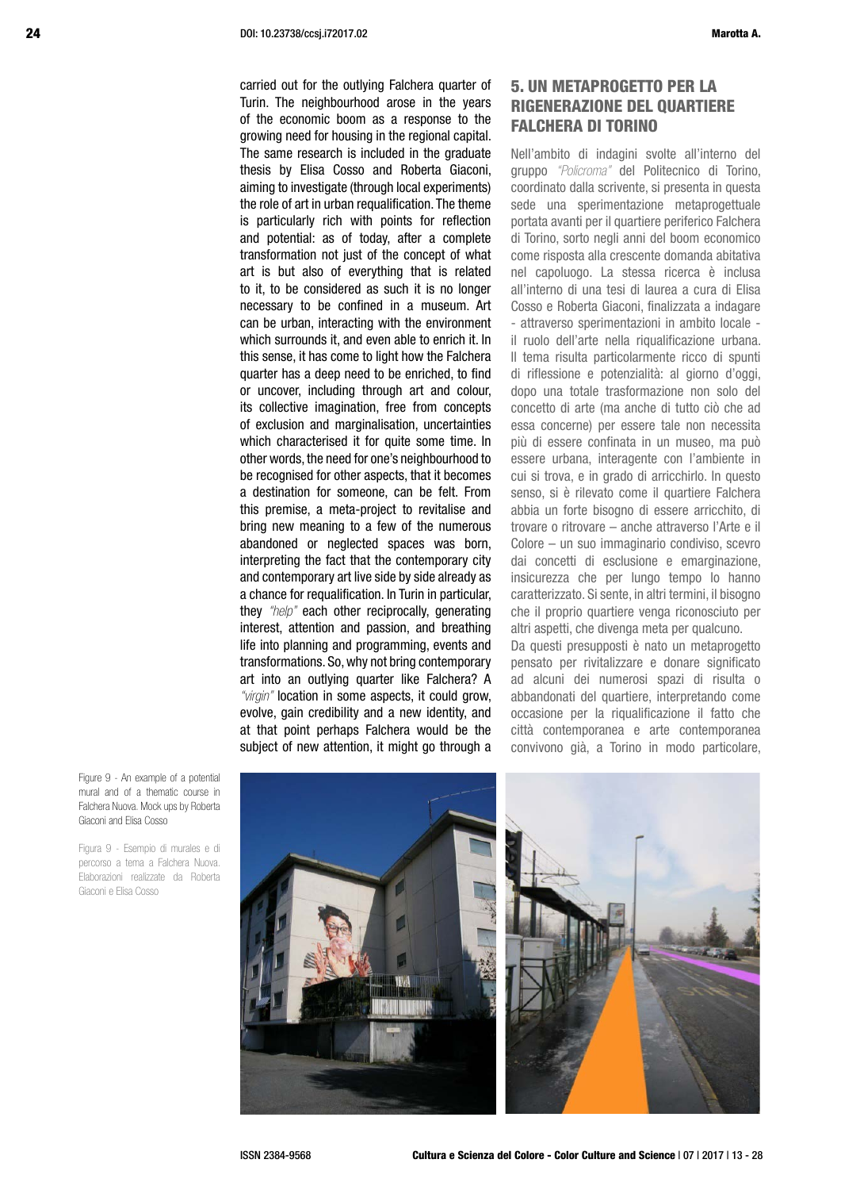carried out for the outlying Falchera quarter of Turin. The neighbourhood arose in the years of the economic boom as a response to the growing need for housing in the regional capital. The same research is included in the graduate thesis by Elisa Cosso and Roberta Giaconi, aiming to investigate (through local experiments) the role of art in urban requalification. The theme is particularly rich with points for reflection and potential: as of today, after a complete transformation not just of the concept of what art is but also of everything that is related to it, to be considered as such it is no longer necessary to be confined in a museum. Art can be urban, interacting with the environment which surrounds it, and even able to enrich it. In this sense, it has come to light how the Falchera quarter has a deep need to be enriched, to find or uncover, including through art and colour, its collective imagination, free from concepts of exclusion and marginalisation, uncertainties which characterised it for quite some time. In other words, the need for one's neighbourhood to be recognised for other aspects, that it becomes a destination for someone, can be felt. From this premise, a meta-project to revitalise and bring new meaning to a few of the numerous abandoned or neglected spaces was born, interpreting the fact that the contemporary city and contemporary art live side by side already as a chance for requalification. In Turin in particular, they *"help"* each other reciprocally, generating interest, attention and passion, and breathing life into planning and programming, events and transformations. So, why not bring contemporary art into an outlying quarter like Falchera? A *"virgin"* location in some aspects, it could grow, evolve, gain credibility and a new identity, and at that point perhaps Falchera would be the subject of new attention, it might go through a

## 5. UN METAPROGETTO PER LA RIGENERAZIONE DEL QUARTIERE FALCHERA DI TORINO

Nell'ambito di indagini svolte all'interno del gruppo *"Policroma"* del Politecnico di Torino, coordinato dalla scrivente, si presenta in questa sede una sperimentazione metaprogettuale portata avanti per il quartiere periferico Falchera di Torino, sorto negli anni del boom economico come risposta alla crescente domanda abitativa nel capoluogo. La stessa ricerca è inclusa all'interno di una tesi di laurea a cura di Elisa Cosso e Roberta Giaconi, finalizzata a indagare - attraverso sperimentazioni in ambito locale - il ruolo dell'arte nella riqualificazione urbana. Il tema risulta particolarmente ricco di spunti di riflessione e potenzialità: al giorno d'oggi, dopo una totale trasformazione non solo del concetto di arte (ma anche di tutto ciò che ad essa concerne) per essere tale non necessita più di essere confinata in un museo, ma può essere urbana, interagente con l'ambiente in cui si trova, e in grado di arricchirlo. In questo senso, si è rilevato come il quartiere Falchera abbia un forte bisogno di essere arricchito, di trovare o ritrovare – anche attraverso l'Arte e il Colore – un suo immaginario condiviso, scevro dai concetti di esclusione e emarginazione, insicurezza che per lungo tempo lo hanno caratterizzato. Si sente, in altri termini, il bisogno che il proprio quartiere venga riconosciuto per altri aspetti, che divenga meta per qualcuno.
Da questi presupposti è nato un metaprogetto pensato per rivitalizzare e donare significato ad alcuni dei numerosi spazi di risulta o abbandonati del quartiere, interpretando come occasione per la riqualificazione il fatto che città contemporanea e arte contemporanea convivono già, a Torino in modo particolare,

Figure 9 - An example of a potential mural and of a thematic course in Falchera Nuova. Mock ups by Roberta Giaconi and Elisa Cosso

Figura 9 - Esempio di murales e di percorso a tema a Falchera Nuova. Elaborazioni realizzate da Roberta Giaconi e Elisa Cosso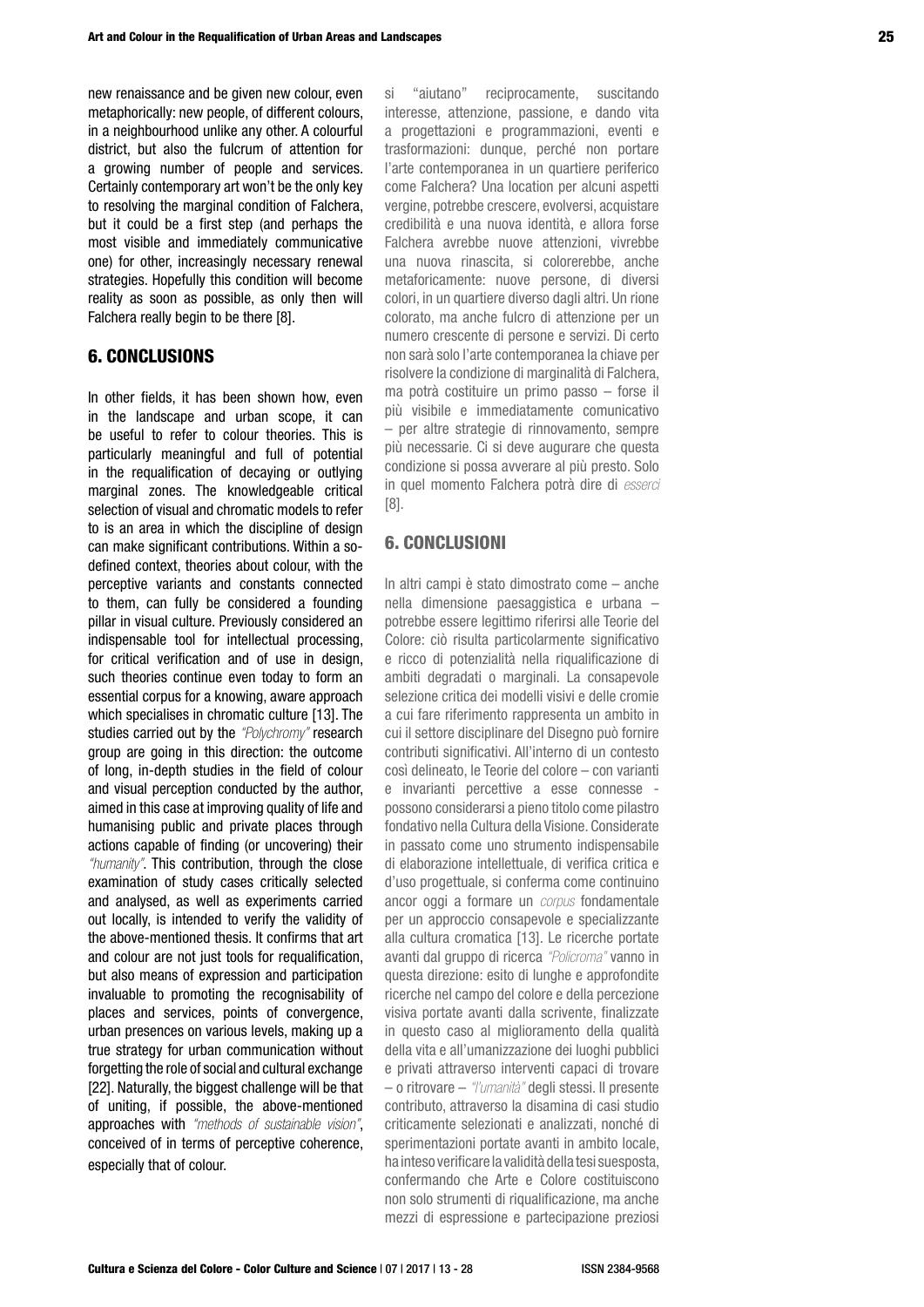new renaissance and be given new colour, even metaphorically: new people, of different colours, in a neighbourhood unlike any other. A colourful district, but also the fulcrum of attention for a growing number of people and services. Certainly contemporary art won't be the only key to resolving the marginal condition of Falchera, but it could be a first step (and perhaps the most visible and immediately communicative one) for other, increasingly necessary renewal strategies. Hopefully this condition will become reality as soon as possible, as only then will Falchera really begin to be there [8].

## 6. CONCLUSIONS

In other fields, it has been shown how, even in the landscape and urban scope, it can be useful to refer to colour theories. This is particularly meaningful and full of potential in the requalification of decaying or outlying marginal zones. The knowledgeable critical selection of visual and chromatic models to refer to is an area in which the discipline of design can make significant contributions. Within a so-defined context, theories about colour, with the perceptive variants and constants connected to them, can fully be considered a founding pillar in visual culture. Previously considered an indispensable tool for intellectual processing, for critical verification and of use in design, such theories continue even today to form an essential corpus for a knowing, aware approach which specialises in chromatic culture [13]. The studies carried out by the *"Polychromy"* research group are going in this direction: the outcome of long, in-depth studies in the field of colour and visual perception conducted by the author, aimed in this case at improving quality of life and humanising public and private places through actions capable of finding (or uncovering) their *"humanity"*. This contribution, through the close examination of study cases critically selected and analysed, as well as experiments carried out locally, is intended to verify the validity of the above-mentioned thesis. It confirms that art and colour are not just tools for requalification, but also means of expression and participation invaluable to promoting the recognisability of places and services, points of convergence, urban presences on various levels, making up a true strategy for urban communication without forgetting the role of social and cultural exchange [22]. Naturally, the biggest challenge will be that of uniting, if possible, the above-mentioned approaches with *"methods of sustainable vision"*, conceived of in terms of perceptive coherence, especially that of colour.

si "aiutano" reciprocamente, suscitando interesse, attenzione, passione, e dando vita a progettazioni e programmazioni, eventi e trasformazioni: dunque, perché non portare l'arte contemporanea in un quartiere periferico come Falchera? Una location per alcuni aspetti vergine, potrebbe crescere, evolversi, acquistare credibilità e una nuova identità, e allora forse Falchera avrebbe nuove attenzioni, vivrebbe una nuova rinascita, si colorerebbe, anche metaforicamente: nuove persone, di diversi colori, in un quartiere diverso dagli altri. Un rione colorato, ma anche fulcro di attenzione per un numero crescente di persone e servizi. Di certo non sarà solo l'arte contemporanea la chiave per risolvere la condizione di marginalità di Falchera, ma potrà costituire un primo passo – forse il più visibile e immediatamente comunicativo – per altre strategie di rinnovamento, sempre più necessarie. Ci si deve augurare che questa condizione si possa avverare al più presto. Solo in quel momento Falchera potrà dire di *esserci* [8].

## 6. CONCLUSIONI

In altri campi è stato dimostrato come – anche nella dimensione paesaggistica e urbana – potrebbe essere legittimo riferirsi alle Teorie del Colore: ciò risulta particolarmente significativo e ricco di potenzialità nella riqualificazione di ambiti degradati o marginali. La consapevole selezione critica dei modelli visivi e delle cromie a cui fare riferimento rappresenta un ambito in cui il settore disciplinare del Disegno può fornire contributi significativi. All'interno di un contesto così delineato, le Teorie del colore – con varianti e invarianti percettive a esse connesse - possono considerarsi a pieno titolo come pilastro fondativo nella Cultura della Visione. Considerate in passato come uno strumento indispensabile di elaborazione intellettuale, di verifica critica e d'uso progettuale, si conferma come continuino ancor oggi a formare un *corpus* fondamentale per un approccio consapevole e specializzante alla cultura cromatica [13]. Le ricerche portate avanti dal gruppo di ricerca *"Policroma"* vanno in questa direzione: esito di lunghe e approfondite ricerche nel campo del colore e della percezione visiva portate avanti dalla scrivente, finalizzate in questo caso al miglioramento della qualità della vita e all'umanizzazione dei luoghi pubblici e privati attraverso interventi capaci di trovare – o ritrovare – *"l'umanità"* degli stessi. Il presente contributo, attraverso la disamina di casi studio criticamente selezionati e analizzati, nonché di sperimentazioni portate avanti in ambito locale, ha inteso verificare la validità della tesi suesposta, confermando che Arte e Colore costituiscono non solo strumenti di riqualificazione, ma anche mezzi di espressione e partecipazione preziosi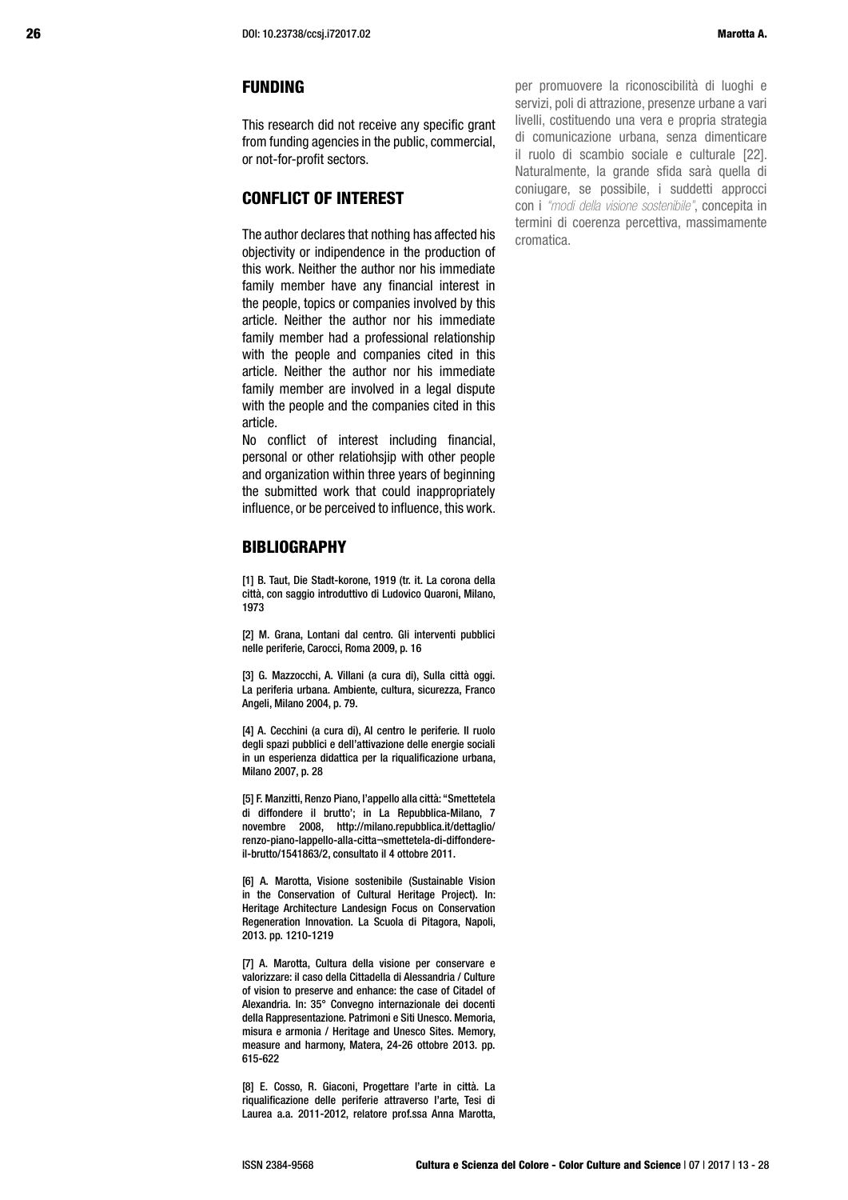## FUNDING

This research did not receive any specific grant from funding agencies in the public, commercial, or not-for-profit sectors.

## CONFLICT OF INTEREST

The author declares that nothing has affected his objectivity or indipendence in the production of this work. Neither the author nor his immediate family member have any financial interest in the people, topics or companies involved by this article. Neither the author nor his immediate family member had a professional relationship with the people and companies cited in this article. Neither the author nor his immediate family member are involved in a legal dispute with the people and the companies cited in this article.

No conflict of interest including financial, personal or other relatiohsjip with other people and organization within three years of beginning the submitted work that could inappropriately influence, or be perceived to influence, this work.

## BIBLIOGRAPHY

[1] B. Taut, Die Stadt-korone, 1919 (tr. it. La corona della città, con saggio introduttivo di Ludovico Quaroni, Milano, 1973

[2] M. Grana, Lontani dal centro. Gli interventi pubblici nelle periferie, Carocci, Roma 2009, p. 16

[3] G. Mazzocchi, A. Villani (a cura di), Sulla città oggi. La periferia urbana. Ambiente, cultura, sicurezza, Franco Angeli, Milano 2004, p. 79.

[4] A. Cecchini (a cura di), Al centro le periferie. Il ruolo degli spazi pubblici e dell'attivazione delle energie sociali in un esperienza didattica per la riqualificazione urbana, Milano 2007, p. 28

[5] F. Manzitti, Renzo Piano, l'appello alla città: "Smettetela di diffondere il brutto'; in La Repubblica-Milano, 7 novembre 2008, http://milano.repubblica.it/dettaglio/renzo-piano-lappello-alla-citta¬smettetela-di-diffondere-il-brutto/1541863/2, consultato il 4 ottobre 2011.

[6] A. Marotta, Visione sostenibile (Sustainable Vision in the Conservation of Cultural Heritage Project). In: Heritage Architecture Landesign Focus on Conservation Regeneration Innovation. La Scuola di Pitagora, Napoli, 2013. pp. 1210-1219

[7] A. Marotta, Cultura della visione per conservare e valorizzare: il caso della Cittadella di Alessandria / Culture of vision to preserve and enhance: the case of Citadel of Alexandria. In: 35° Convegno internazionale dei docenti della Rappresentazione. Patrimoni e Siti Unesco. Memoria, misura e armonia / Heritage and Unesco Sites. Memory, measure and harmony, Matera, 24-26 ottobre 2013. pp. 615-622

[8] E. Cosso, R. Giaconi, Progettare l'arte in città. La riqualificazione delle periferie attraverso l'arte, Tesi di Laurea a.a. 2011-2012, relatore prof.ssa Anna Marotta,

per promuovere la riconoscibilità di luoghi e servizi, poli di attrazione, presenze urbane a vari livelli, costituendo una vera e propria strategia di comunicazione urbana, senza dimenticare il ruolo di scambio sociale e culturale [22]. Naturalmente, la grande sfida sarà quella di coniugare, se possibile, i suddetti approcci con i *"modi della visione sostenibile"*, concepita in termini di coerenza percettiva, massimamente cromatica.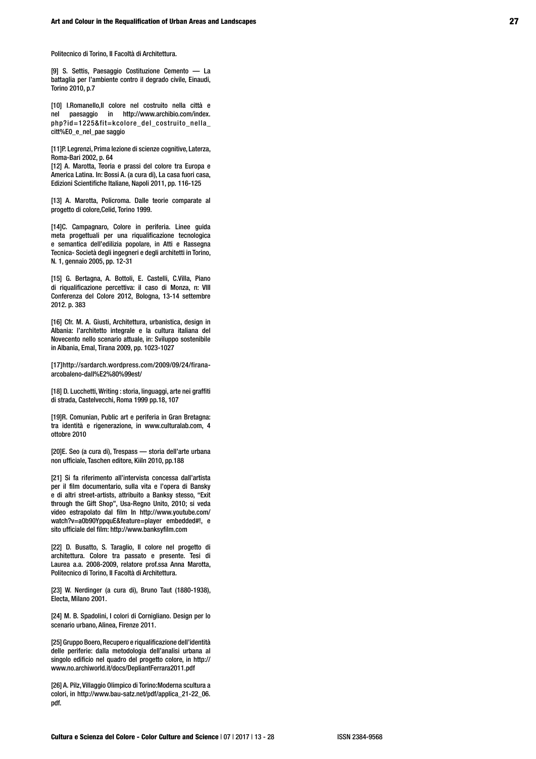Politecnico di Torino, II Facoltà di Architettura.

[9] S. Settis, Paesaggio Costituzione Cemento — La battaglia per l'ambiente contro il degrado civile, Einaudi, Torino 2010, p.7

[10] I.Romanello,Il colore nel costruito nella città e nel paesaggio in http://www.archibio.com/index.php?id=1225&fit=kcolore_del_costruito_nella_citt%E0_e_nel_pae saggio

[11]P. Legrenzi, Prima lezione di scienze cognitive, Laterza, Roma-Bari 2002, p. 64

[12] A. Marotta, Teoria e prassi del colore tra Europa e America Latina. In: Bossi A. (a cura di), La casa fuori casa, Edizioni Scientifiche Italiane, Napoli 2011, pp. 116-125

[13] A. Marotta, Policroma. Dalle teorie comparate al progetto di colore,Celid, Torino 1999.

[14]C. Campagnaro, Colore in periferia. Linee guida meta progettuali per una riqualificazione tecnologica e semantica dell'edilizia popolare, in Atti e Rassegna Tecnica- Società degli ingegneri e degli architetti in Torino, N. 1, gennaio 2005, pp. 12-31

[15] G. Bertagna, A. Bottoli, E. Castelli, C.Villa, Piano di riqualificazione percettiva: il caso di Monza, n: VIII Conferenza del Colore 2012, Bologna, 13-14 settembre 2012. p. 383

[16] Cfr. M. A. Giusti, Architettura, urbanistica, design in Albania: l'architetto integrale e la cultura italiana del Novecento nello scenario attuale, in: Sviluppo sostenibile in Albania, Emal, Tirana 2009, pp. 1023-1027

[17]http://sardarch.wordpress.com/2009/09/24/firana-arcobaleno-dall%E2%80%99est/

[18] D. Lucchetti, Writing : storia, linguaggi, arte nei graffiti di strada, Castelvecchi, Roma 1999 pp.18, 107

[19]R. Comunian, Public art e periferia in Gran Bretagna: tra identità e rigenerazione, in www.culturalab.com, 4 ottobre 2010

[20]E. Seo (a cura di), Trespass — storia dell'arte urbana non ufficiale, Taschen editore, Kiiln 2010, pp.188

[21] Si fa riferimento all'intervista concessa dall'artista per il film documentario, sulla vita e l'opera di Bansky e di altri street-artists, attribuito a Banksy stesso, "Exit through the Gift Shop", Usa-Regno Unito, 2010; si veda video estrapolato dal film In http://www.youtube.com/watch?v=a0b90YppquE&feature=player embedded#!, e sito ufficiale del film: http://www.banksyfilm.com

[22] D. Busatto, S. Taraglio, Il colore nel progetto di architettura. Colore tra passato e presente. Tesi di Laurea a.a. 2008-2009, relatore prof.ssa Anna Marotta, Politecnico di Torino, II Facoltà di Architettura.

[23] W. Nerdinger (a cura di), Bruno Taut (1880-1938), Electa, Milano 2001.

[24] M. B. Spadolini, I colori di Cornigliano. Design per lo scenario urbano, Alinea, Firenze 2011.

[25] Gruppo Boero, Recupero e riqualificazione dell'identità delle periferie: dalla metodologia dell'analisi urbana al singolo edificio nel quadro del progetto colore, in http://www.no.archiworld.it/docs/DepliantFerrara2011.pdf

[26] A. Pilz, Villaggio Olimpico di Torino:Moderna scultura a colori, in http://www.bau-satz.net/pdf/applica_21-22_06.pdf.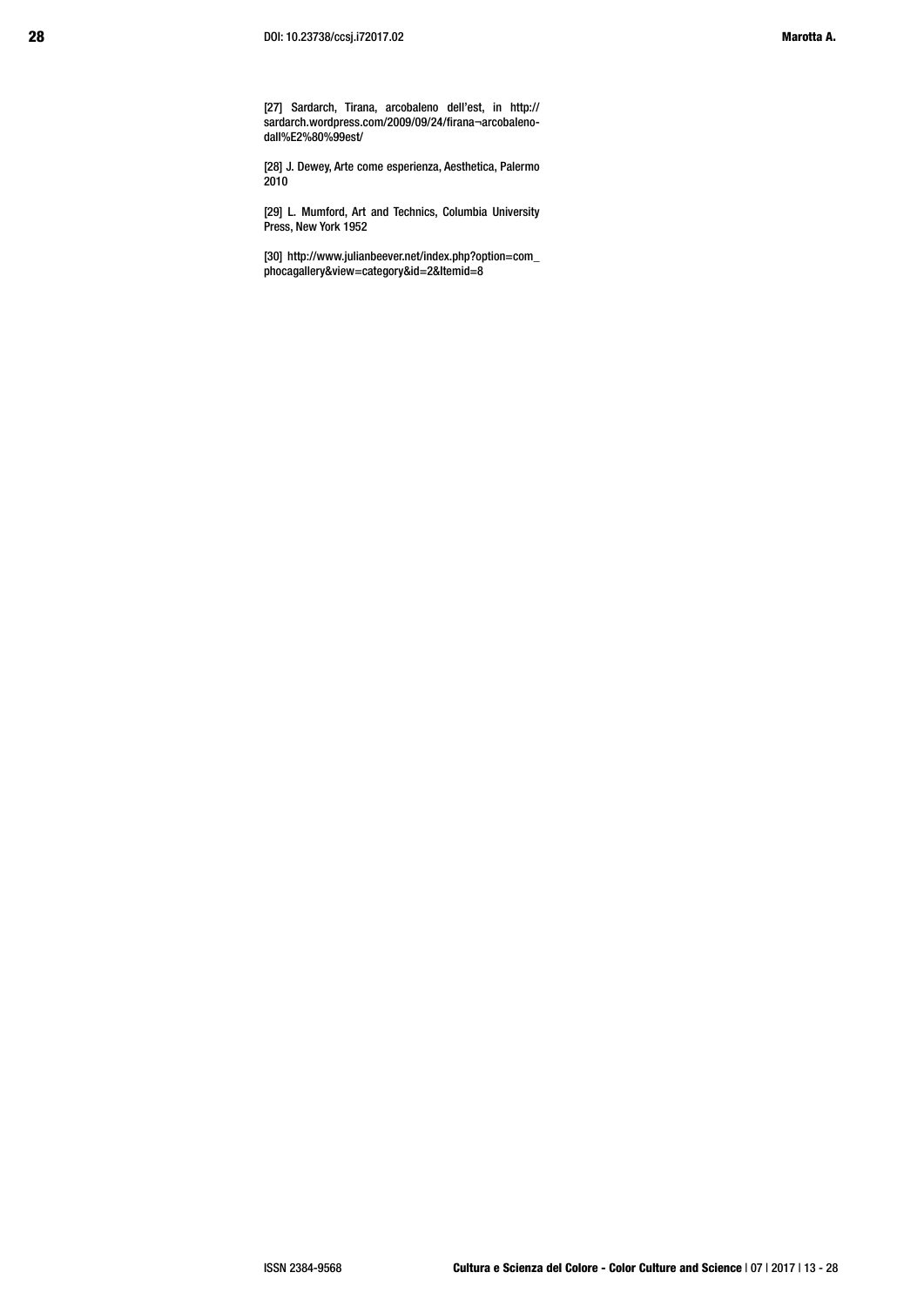[27] Sardarch, Tirana, arcobaleno dell'est, in http://sardarch.wordpress.com/2009/09/24/firana¬arcobaleno-dall%E2%80%99est/

[28] J. Dewey, Arte come esperienza, Aesthetica, Palermo 2010

[29] L. Mumford, Art and Technics, Columbia University Press, New York 1952

[30] http://www.julianbeever.net/index.php?option=com_phocagallery&view=category&id=2&Itemid=8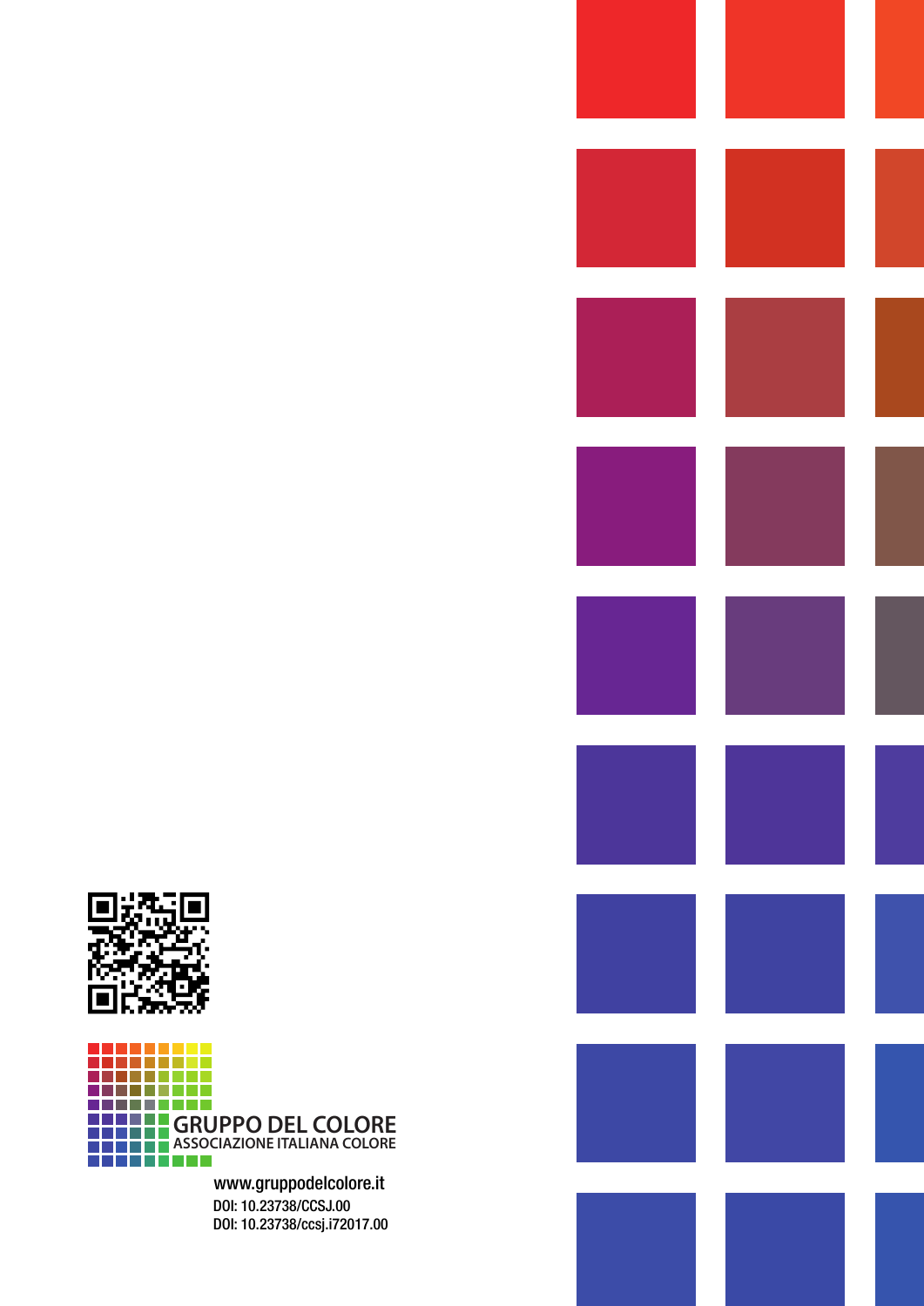GRUPPO DEL COLORE
ASSOCIAZIONE ITALIANA COLORE

www.gruppodelcolore.it
DOI: 10.23738/CCSJ.00
DOI: 10.23738/ccsj.i72017.00